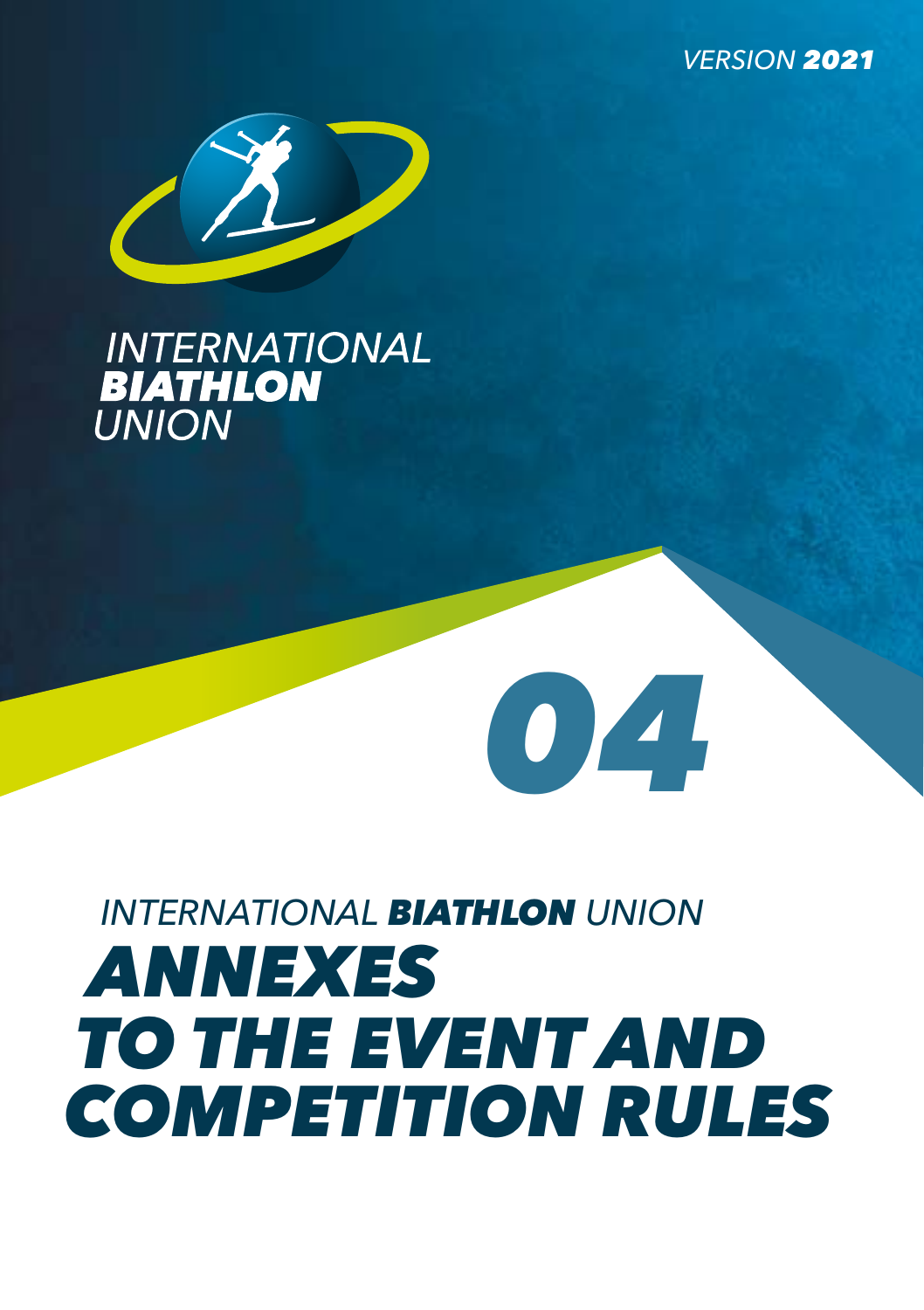VERSION **2021**

INTERNATIONAL
**BIATHLON**
UNION

04

INTERNATIONAL **BIATHLON** UNION

# ANNEXES TO THE EVENT AND COMPETITION RULES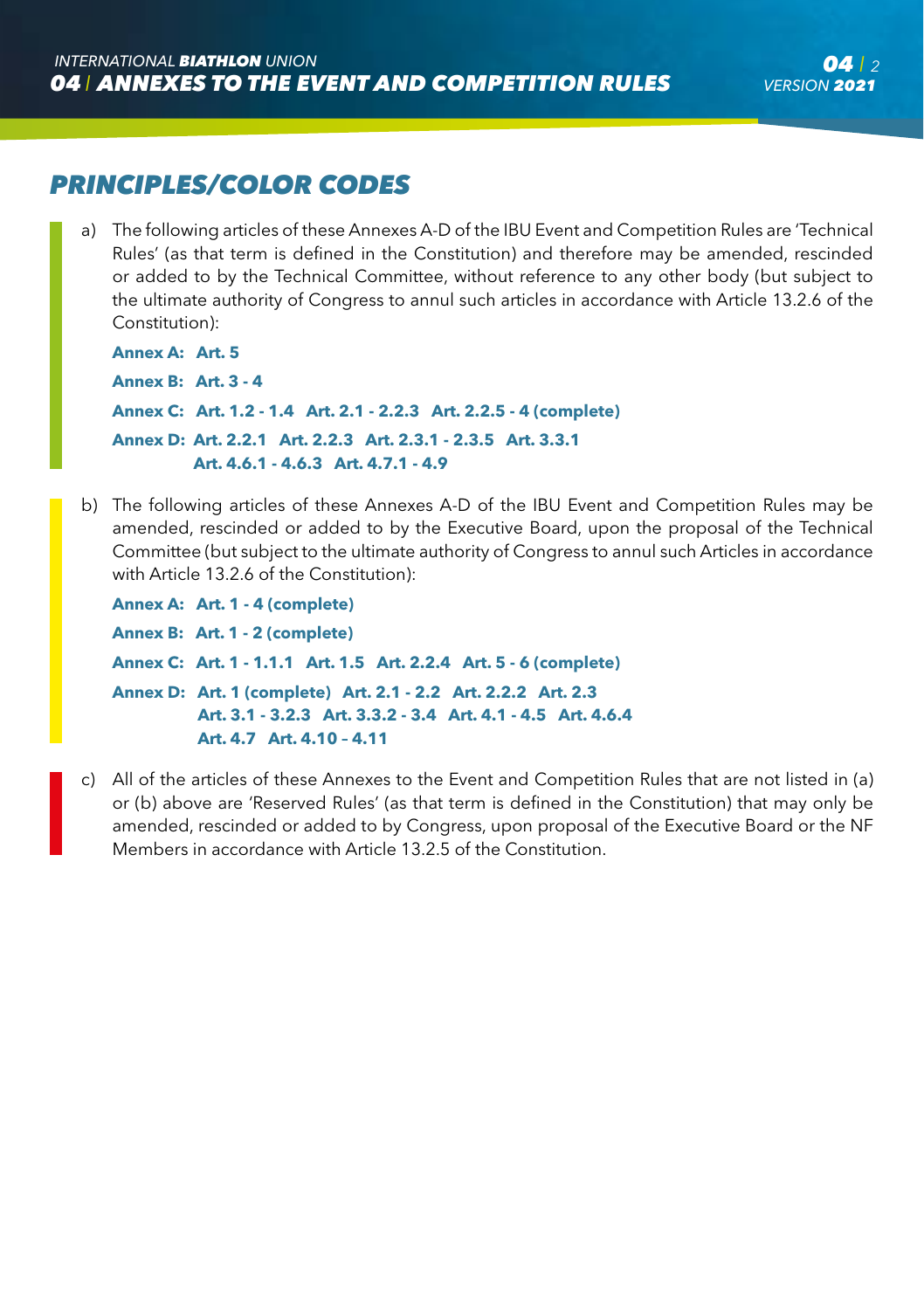## PRINCIPLES/COLOR CODES

a) The following articles of these Annexes A-D of the IBU Event and Competition Rules are 'Technical Rules' (as that term is defined in the Constitution) and therefore may be amended, rescinded or added to by the Technical Committee, without reference to any other body (but subject to the ultimate authority of Congress to annul such articles in accordance with Article 13.2.6 of the Constitution):

**Annex A: Art. 5**

**Annex B: Art. 3 - 4**

**Annex C: Art. 1.2 - 1.4 Art. 2.1 - 2.2.3 Art. 2.2.5 - 4 (complete)**

**Annex D: Art. 2.2.1 Art. 2.2.3 Art. 2.3.1 - 2.3.5 Art. 3.3.1 Art. 4.6.1 - 4.6.3 Art. 4.7.1 - 4.9**

b) The following articles of these Annexes A-D of the IBU Event and Competition Rules may be amended, rescinded or added to by the Executive Board, upon the proposal of the Technical Committee (but subject to the ultimate authority of Congress to annul such Articles in accordance with Article 13.2.6 of the Constitution):

**Annex A: Art. 1 - 4 (complete)**

**Annex B: Art. 1 - 2 (complete)**

**Annex C: Art. 1 - 1.1.1 Art. 1.5 Art. 2.2.4 Art. 5 - 6 (complete)**

**Annex D: Art. 1 (complete) Art. 2.1 - 2.2 Art. 2.2.2 Art. 2.3 Art. 3.1 - 3.2.3 Art. 3.3.2 - 3.4 Art. 4.1 - 4.5 Art. 4.6.4 Art. 4.7 Art. 4.10 – 4.11**

c) All of the articles of these Annexes to the Event and Competition Rules that are not listed in (a) or (b) above are 'Reserved Rules' (as that term is defined in the Constitution) that may only be amended, rescinded or added to by Congress, upon proposal of the Executive Board or the NF Members in accordance with Article 13.2.5 of the Constitution.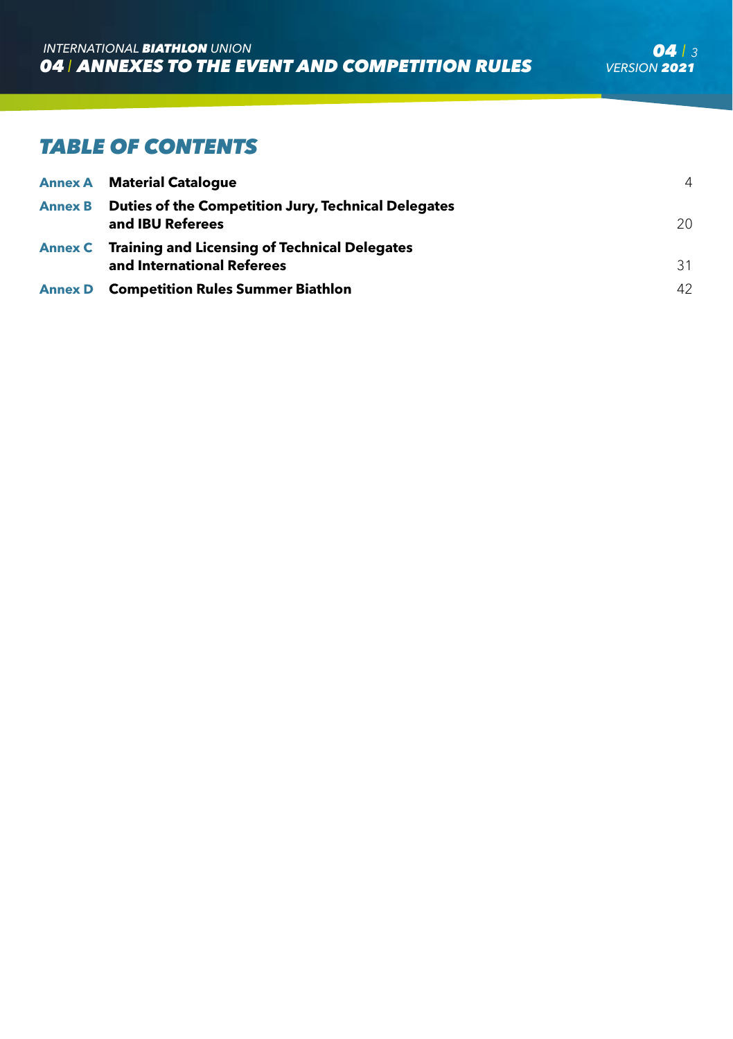# TABLE OF CONTENTS

| | | |
|---|---|---|
| **Annex A** | **Material Catalogue** | 4 |
| **Annex B** | **Duties of the Competition Jury, Technical Delegates and IBU Referees** | 20 |
| **Annex C** | **Training and Licensing of Technical Delegates and International Referees** | 31 |
| **Annex D** | **Competition Rules Summer Biathlon** | 42 |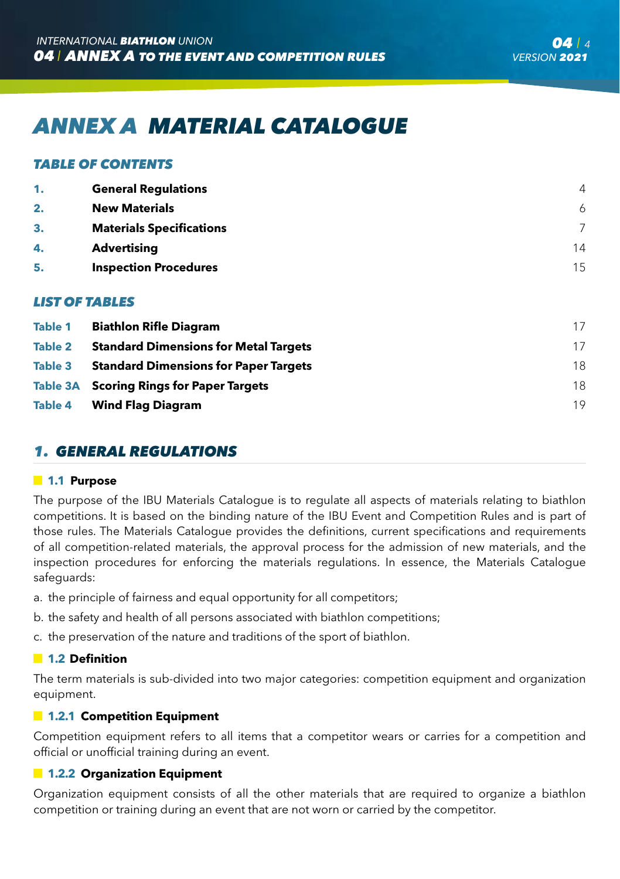# ANNEX A MATERIAL CATALOGUE

## TABLE OF CONTENTS

| | | |
|---|---|---|
| **1.** | **General Regulations** | 4 |
| **2.** | **New Materials** | 6 |
| **3.** | **Materials Specifications** | 7 |
| **4.** | **Advertising** | 14 |
| **5.** | **Inspection Procedures** | 15 |

## LIST OF TABLES

| | | |
|---|---|---|
| **Table 1** | **Biathlon Rifle Diagram** | 17 |
| **Table 2** | **Standard Dimensions for Metal Targets** | 17 |
| **Table 3** | **Standard Dimensions for Paper Targets** | 18 |
| **Table 3A** | **Scoring Rings for Paper Targets** | 18 |
| **Table 4** | **Wind Flag Diagram** | 19 |

## 1. GENERAL REGULATIONS

### 1.1 Purpose

The purpose of the IBU Materials Catalogue is to regulate all aspects of materials relating to biathlon competitions. It is based on the binding nature of the IBU Event and Competition Rules and is part of those rules. The Materials Catalogue provides the definitions, current specifications and requirements of all competition-related materials, the approval process for the admission of new materials, and the inspection procedures for enforcing the materials regulations. In essence, the Materials Catalogue safeguards:

a. the principle of fairness and equal opportunity for all competitors;

b. the safety and health of all persons associated with biathlon competitions;

c. the preservation of the nature and traditions of the sport of biathlon.

### 1.2 Definition

The term materials is sub-divided into two major categories: competition equipment and organization equipment.

#### 1.2.1 Competition Equipment

Competition equipment refers to all items that a competitor wears or carries for a competition and official or unofficial training during an event.

#### 1.2.2 Organization Equipment

Organization equipment consists of all the other materials that are required to organize a biathlon competition or training during an event that are not worn or carried by the competitor.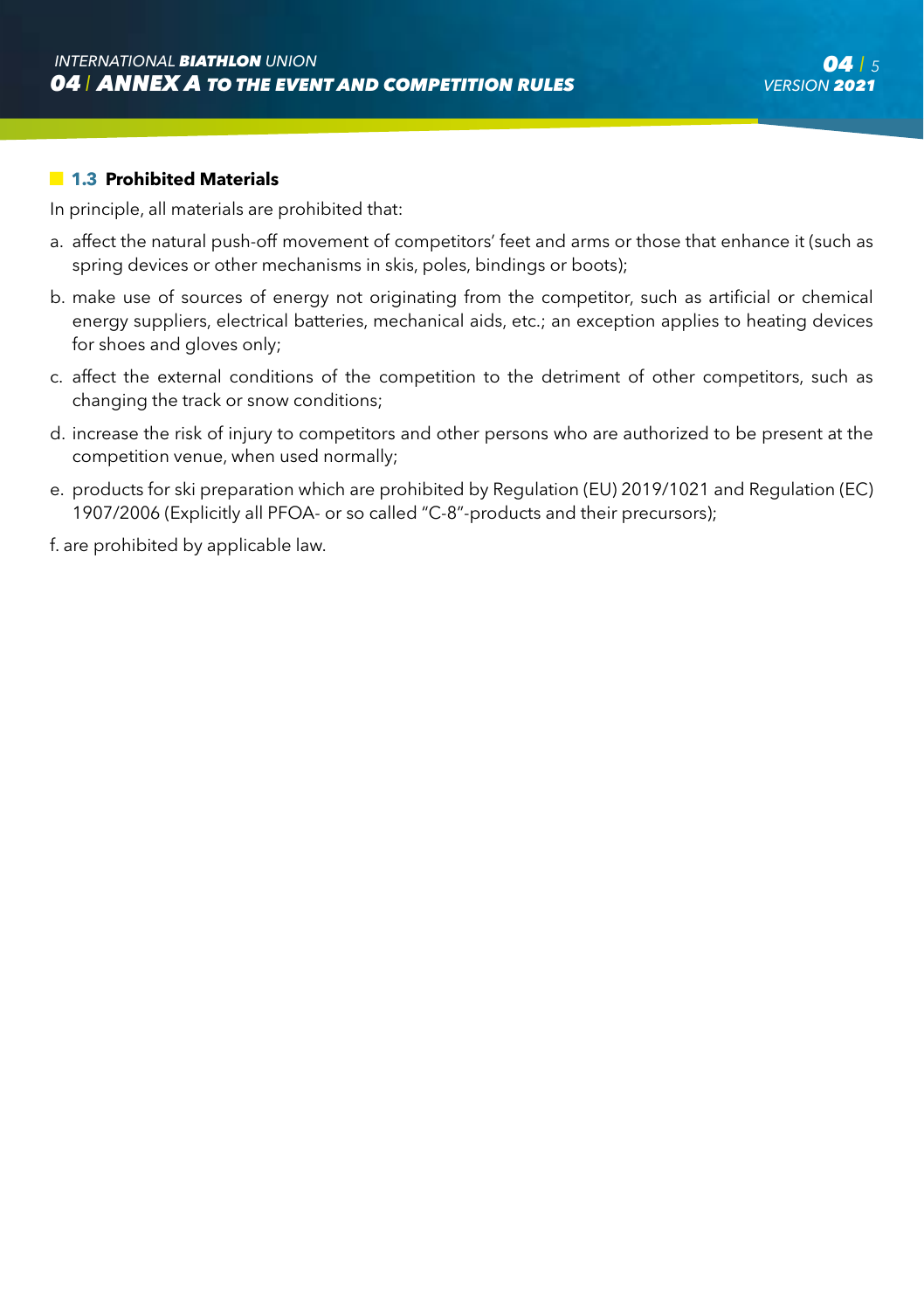### 1.3 Prohibited Materials

In principle, all materials are prohibited that:

a. affect the natural push-off movement of competitors' feet and arms or those that enhance it (such as spring devices or other mechanisms in skis, poles, bindings or boots);

b. make use of sources of energy not originating from the competitor, such as artificial or chemical energy suppliers, electrical batteries, mechanical aids, etc.; an exception applies to heating devices for shoes and gloves only;

c. affect the external conditions of the competition to the detriment of other competitors, such as changing the track or snow conditions;

d. increase the risk of injury to competitors and other persons who are authorized to be present at the competition venue, when used normally;

e. products for ski preparation which are prohibited by Regulation (EU) 2019/1021 and Regulation (EC) 1907/2006 (Explicitly all PFOA- or so called "C-8"-products and their precursors);

f. are prohibited by applicable law.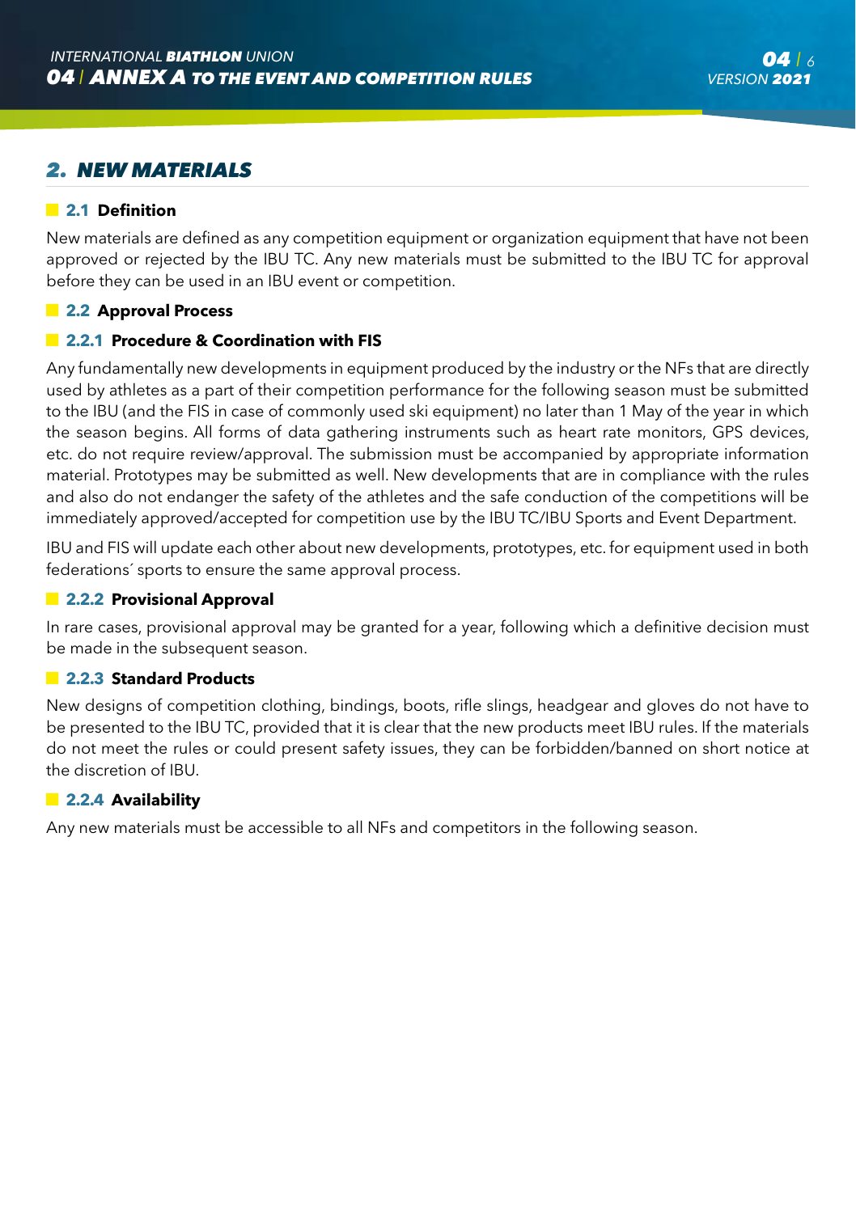## 2. NEW MATERIALS

### 2.1 Definition

New materials are defined as any competition equipment or organization equipment that have not been approved or rejected by the IBU TC. Any new materials must be submitted to the IBU TC for approval before they can be used in an IBU event or competition.

### 2.2 Approval Process

#### 2.2.1 Procedure & Coordination with FIS

Any fundamentally new developments in equipment produced by the industry or the NFs that are directly used by athletes as a part of their competition performance for the following season must be submitted to the IBU (and the FIS in case of commonly used ski equipment) no later than 1 May of the year in which the season begins. All forms of data gathering instruments such as heart rate monitors, GPS devices, etc. do not require review/approval. The submission must be accompanied by appropriate information material. Prototypes may be submitted as well. New developments that are in compliance with the rules and also do not endanger the safety of the athletes and the safe conduction of the competitions will be immediately approved/accepted for competition use by the IBU TC/IBU Sports and Event Department.

IBU and FIS will update each other about new developments, prototypes, etc. for equipment used in both federations´ sports to ensure the same approval process.

#### 2.2.2 Provisional Approval

In rare cases, provisional approval may be granted for a year, following which a definitive decision must be made in the subsequent season.

#### 2.2.3 Standard Products

New designs of competition clothing, bindings, boots, rifle slings, headgear and gloves do not have to be presented to the IBU TC, provided that it is clear that the new products meet IBU rules. If the materials do not meet the rules or could present safety issues, they can be forbidden/banned on short notice at the discretion of IBU.

#### 2.2.4 Availability

Any new materials must be accessible to all NFs and competitors in the following season.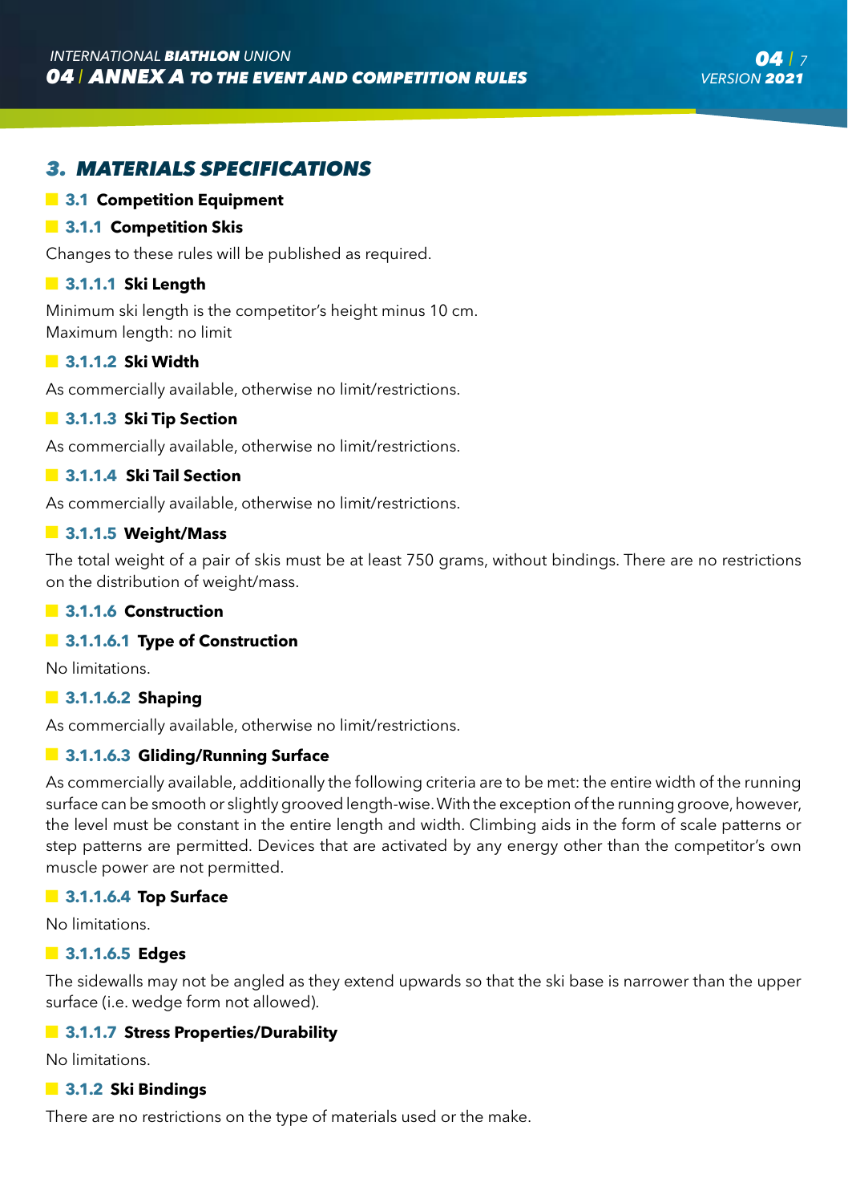## 3. MATERIALS SPECIFICATIONS

### 3.1 Competition Equipment

### 3.1.1 Competition Skis

Changes to these rules will be published as required.

#### 3.1.1.1 Ski Length

Minimum ski length is the competitor's height minus 10 cm.
Maximum length: no limit

#### 3.1.1.2 Ski Width

As commercially available, otherwise no limit/restrictions.

#### 3.1.1.3 Ski Tip Section

As commercially available, otherwise no limit/restrictions.

#### 3.1.1.4 Ski Tail Section

As commercially available, otherwise no limit/restrictions.

#### 3.1.1.5 Weight/Mass

The total weight of a pair of skis must be at least 750 grams, without bindings. There are no restrictions on the distribution of weight/mass.

#### 3.1.1.6 Construction

##### 3.1.1.6.1 Type of Construction

No limitations.

##### 3.1.1.6.2 Shaping

As commercially available, otherwise no limit/restrictions.

##### 3.1.1.6.3 Gliding/Running Surface

As commercially available, additionally the following criteria are to be met: the entire width of the running surface can be smooth or slightly grooved length-wise. With the exception of the running groove, however, the level must be constant in the entire length and width. Climbing aids in the form of scale patterns or step patterns are permitted. Devices that are activated by any energy other than the competitor's own muscle power are not permitted.

##### 3.1.1.6.4 Top Surface

No limitations.

##### 3.1.1.6.5 Edges

The sidewalls may not be angled as they extend upwards so that the ski base is narrower than the upper surface (i.e. wedge form not allowed).

#### 3.1.1.7 Stress Properties/Durability

No limitations.

### 3.1.2 Ski Bindings

There are no restrictions on the type of materials used or the make.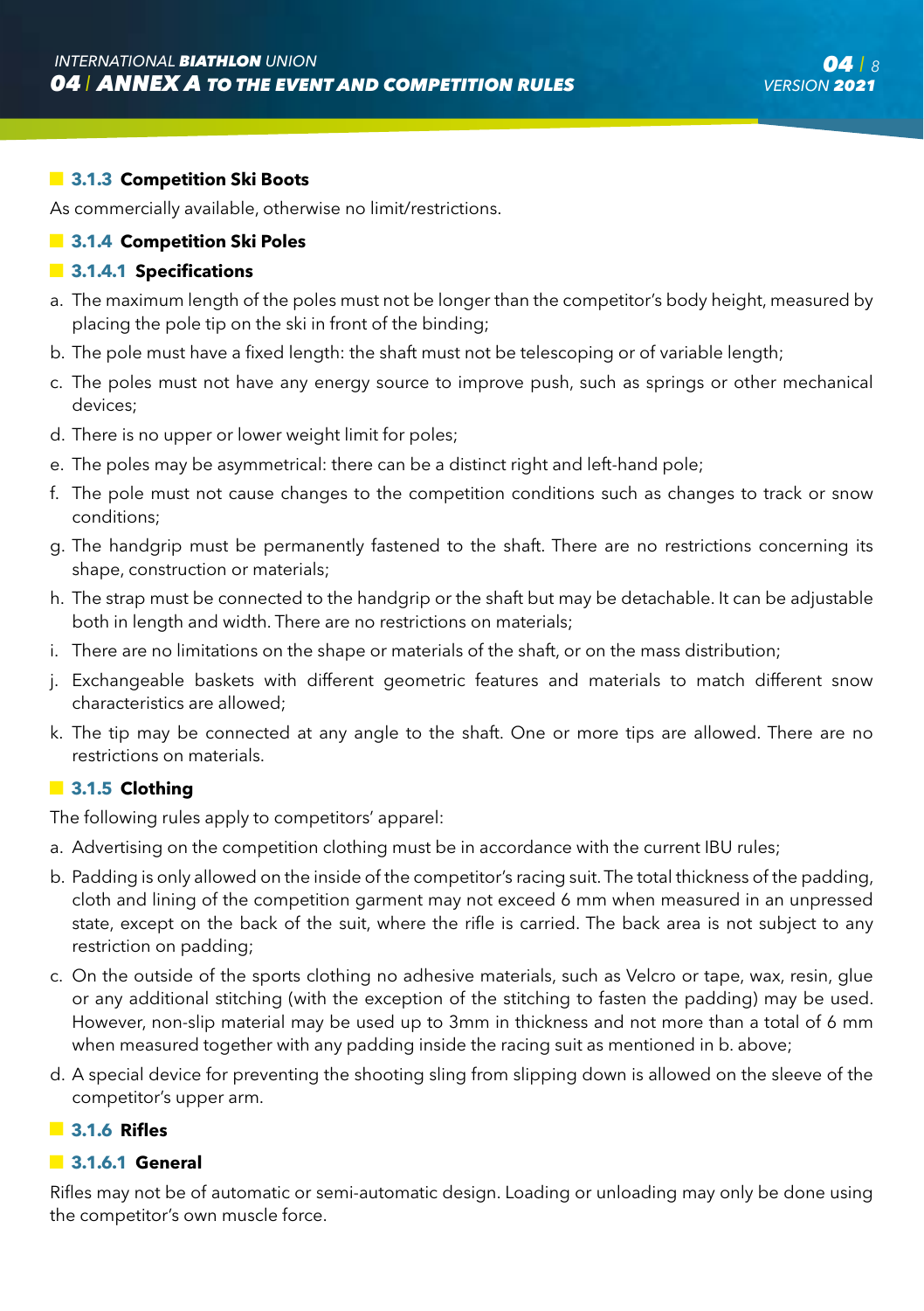### 3.1.3 Competition Ski Boots

As commercially available, otherwise no limit/restrictions.

### 3.1.4 Competition Ski Poles

#### 3.1.4.1 Specifications

a. The maximum length of the poles must not be longer than the competitor's body height, measured by placing the pole tip on the ski in front of the binding;

b. The pole must have a fixed length: the shaft must not be telescoping or of variable length;

c. The poles must not have any energy source to improve push, such as springs or other mechanical devices;

d. There is no upper or lower weight limit for poles;

e. The poles may be asymmetrical: there can be a distinct right and left-hand pole;

f. The pole must not cause changes to the competition conditions such as changes to track or snow conditions;

g. The handgrip must be permanently fastened to the shaft. There are no restrictions concerning its shape, construction or materials;

h. The strap must be connected to the handgrip or the shaft but may be detachable. It can be adjustable both in length and width. There are no restrictions on materials;

i. There are no limitations on the shape or materials of the shaft, or on the mass distribution;

j. Exchangeable baskets with different geometric features and materials to match different snow characteristics are allowed;

k. The tip may be connected at any angle to the shaft. One or more tips are allowed. There are no restrictions on materials.

### 3.1.5 Clothing

The following rules apply to competitors' apparel:

a. Advertising on the competition clothing must be in accordance with the current IBU rules;

b. Padding is only allowed on the inside of the competitor's racing suit. The total thickness of the padding, cloth and lining of the competition garment may not exceed 6 mm when measured in an unpressed state, except on the back of the suit, where the rifle is carried. The back area is not subject to any restriction on padding;

c. On the outside of the sports clothing no adhesive materials, such as Velcro or tape, wax, resin, glue or any additional stitching (with the exception of the stitching to fasten the padding) may be used. However, non-slip material may be used up to 3mm in thickness and not more than a total of 6 mm when measured together with any padding inside the racing suit as mentioned in b. above;

d. A special device for preventing the shooting sling from slipping down is allowed on the sleeve of the competitor's upper arm.

### 3.1.6 Rifles

#### 3.1.6.1 General

Rifles may not be of automatic or semi-automatic design. Loading or unloading may only be done using the competitor's own muscle force.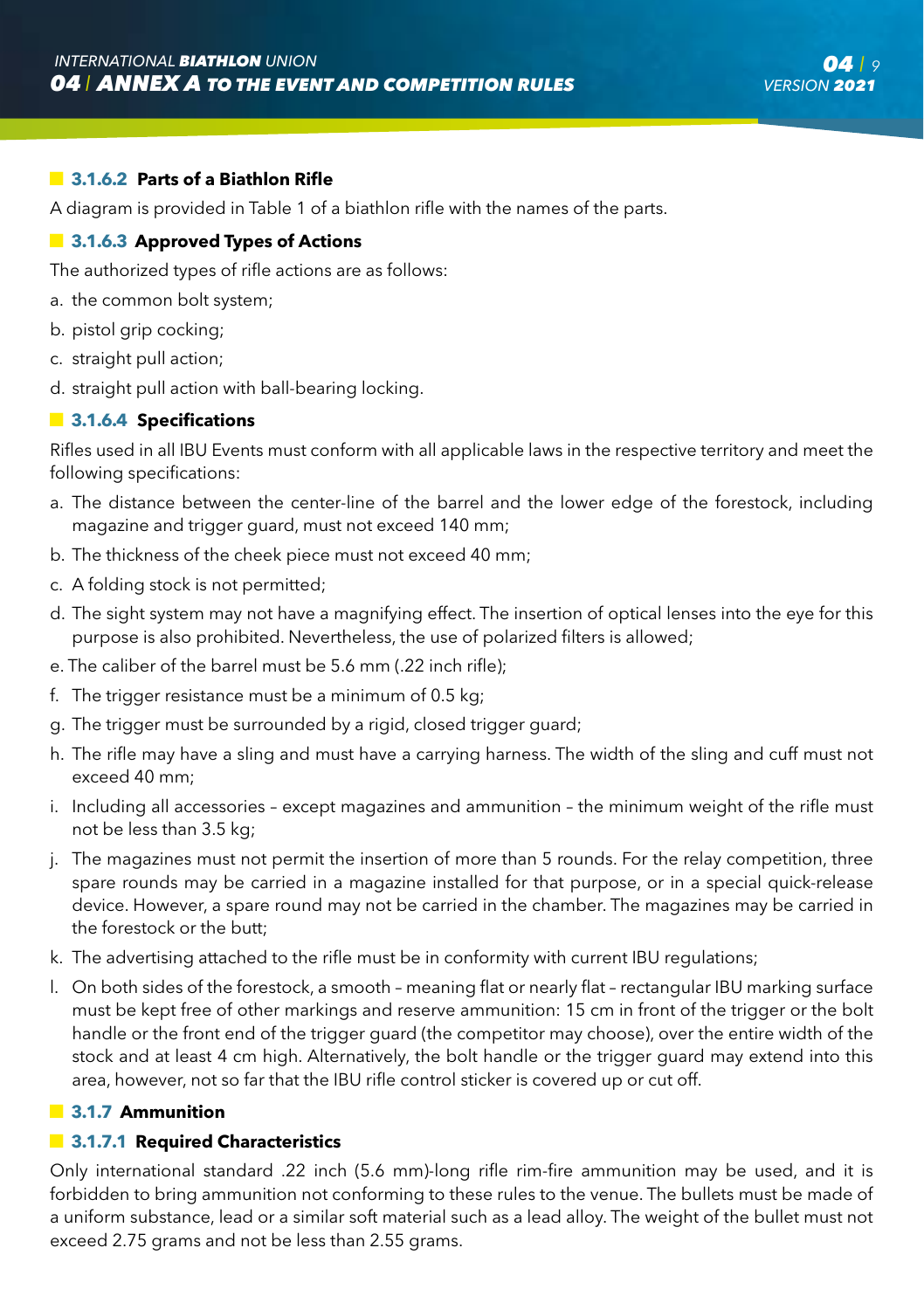#### 3.1.6.2 Parts of a Biathlon Rifle

A diagram is provided in Table 1 of a biathlon rifle with the names of the parts.

#### 3.1.6.3 Approved Types of Actions

The authorized types of rifle actions are as follows:

a. the common bolt system;

b. pistol grip cocking;

c. straight pull action;

d. straight pull action with ball-bearing locking.

#### 3.1.6.4 Specifications

Rifles used in all IBU Events must conform with all applicable laws in the respective territory and meet the following specifications:

a. The distance between the center-line of the barrel and the lower edge of the forestock, including magazine and trigger guard, must not exceed 140 mm;

b. The thickness of the cheek piece must not exceed 40 mm;

c. A folding stock is not permitted;

d. The sight system may not have a magnifying effect. The insertion of optical lenses into the eye for this purpose is also prohibited. Nevertheless, the use of polarized filters is allowed;

e. The caliber of the barrel must be 5.6 mm (.22 inch rifle);

f. The trigger resistance must be a minimum of 0.5 kg;

g. The trigger must be surrounded by a rigid, closed trigger guard;

h. The rifle may have a sling and must have a carrying harness. The width of the sling and cuff must not exceed 40 mm;

i. Including all accessories – except magazines and ammunition – the minimum weight of the rifle must not be less than 3.5 kg;

j. The magazines must not permit the insertion of more than 5 rounds. For the relay competition, three spare rounds may be carried in a magazine installed for that purpose, or in a special quick-release device. However, a spare round may not be carried in the chamber. The magazines may be carried in the forestock or the butt;

k. The advertising attached to the rifle must be in conformity with current IBU regulations;

l. On both sides of the forestock, a smooth – meaning flat or nearly flat – rectangular IBU marking surface must be kept free of other markings and reserve ammunition: 15 cm in front of the trigger or the bolt handle or the front end of the trigger guard (the competitor may choose), over the entire width of the stock and at least 4 cm high. Alternatively, the bolt handle or the trigger guard may extend into this area, however, not so far that the IBU rifle control sticker is covered up or cut off.

### 3.1.7 Ammunition

#### 3.1.7.1 Required Characteristics

Only international standard .22 inch (5.6 mm)-long rifle rim-fire ammunition may be used, and it is forbidden to bring ammunition not conforming to these rules to the venue. The bullets must be made of a uniform substance, lead or a similar soft material such as a lead alloy. The weight of the bullet must not exceed 2.75 grams and not be less than 2.55 grams.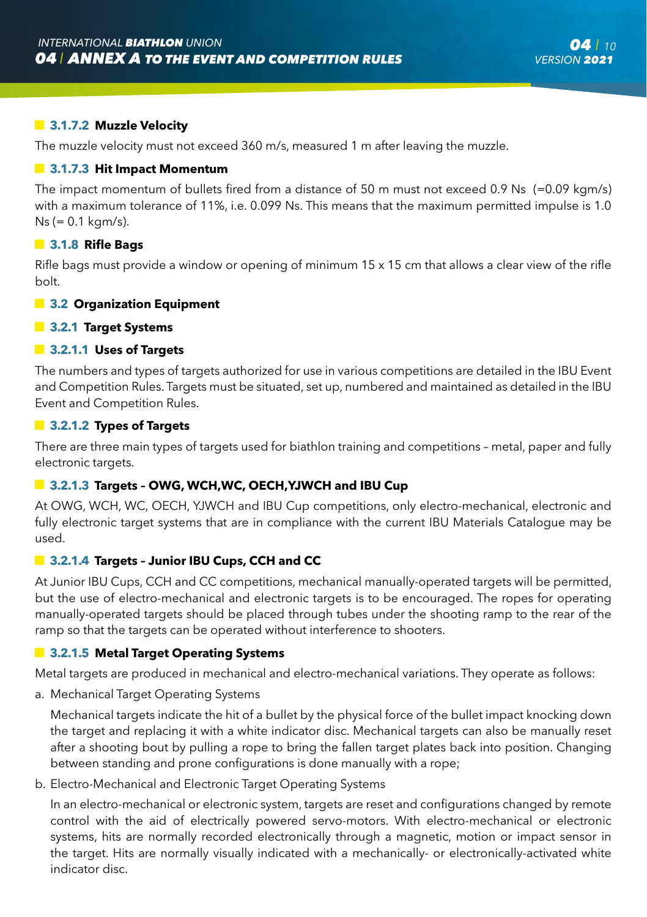#### 3.1.7.2 Muzzle Velocity

The muzzle velocity must not exceed 360 m/s, measured 1 m after leaving the muzzle.

#### 3.1.7.3 Hit Impact Momentum

The impact momentum of bullets fired from a distance of 50 m must not exceed 0.9 Ns (=0.09 kgm/s) with a maximum tolerance of 11%, i.e. 0.099 Ns. This means that the maximum permitted impulse is 1.0 Ns (= 0.1 kgm/s).

### 3.1.8 Rifle Bags

Rifle bags must provide a window or opening of minimum 15 x 15 cm that allows a clear view of the rifle bolt.

## 3.2 Organization Equipment

### 3.2.1 Target Systems

#### 3.2.1.1 Uses of Targets

The numbers and types of targets authorized for use in various competitions are detailed in the IBU Event and Competition Rules. Targets must be situated, set up, numbered and maintained as detailed in the IBU Event and Competition Rules.

#### 3.2.1.2 Types of Targets

There are three main types of targets used for biathlon training and competitions – metal, paper and fully electronic targets.

#### 3.2.1.3 Targets – OWG, WCH,WC, OECH,YJWCH and IBU Cup

At OWG, WCH, WC, OECH, YJWCH and IBU Cup competitions, only electro-mechanical, electronic and fully electronic target systems that are in compliance with the current IBU Materials Catalogue may be used.

#### 3.2.1.4 Targets – Junior IBU Cups, CCH and CC

At Junior IBU Cups, CCH and CC competitions, mechanical manually-operated targets will be permitted, but the use of electro-mechanical and electronic targets is to be encouraged. The ropes for operating manually-operated targets should be placed through tubes under the shooting ramp to the rear of the ramp so that the targets can be operated without interference to shooters.

#### 3.2.1.5 Metal Target Operating Systems

Metal targets are produced in mechanical and electro-mechanical variations. They operate as follows:

a. Mechanical Target Operating Systems

   Mechanical targets indicate the hit of a bullet by the physical force of the bullet impact knocking down the target and replacing it with a white indicator disc. Mechanical targets can also be manually reset after a shooting bout by pulling a rope to bring the fallen target plates back into position. Changing between standing and prone configurations is done manually with a rope;

b. Electro-Mechanical and Electronic Target Operating Systems

   In an electro-mechanical or electronic system, targets are reset and configurations changed by remote control with the aid of electrically powered servo-motors. With electro-mechanical or electronic systems, hits are normally recorded electronically through a magnetic, motion or impact sensor in the target. Hits are normally visually indicated with a mechanically- or electronically-activated white indicator disc.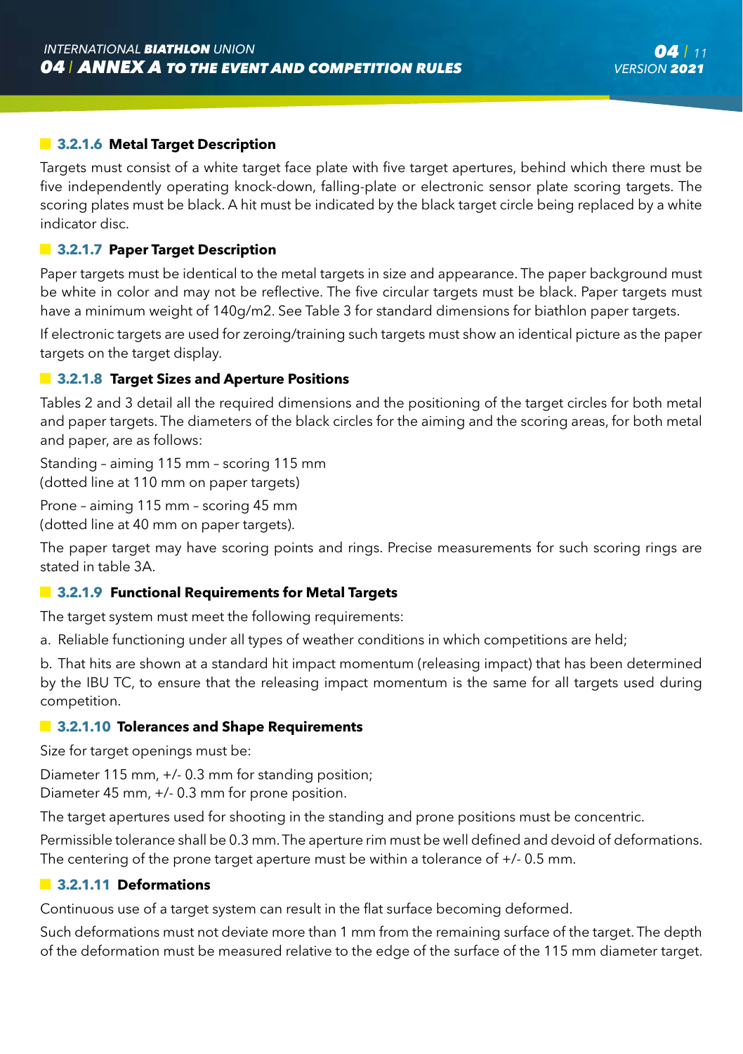### 3.2.1.6 Metal Target Description

Targets must consist of a white target face plate with five target apertures, behind which there must be five independently operating knock-down, falling-plate or electronic sensor plate scoring targets. The scoring plates must be black. A hit must be indicated by the black target circle being replaced by a white indicator disc.

### 3.2.1.7 Paper Target Description

Paper targets must be identical to the metal targets in size and appearance. The paper background must be white in color and may not be reflective. The five circular targets must be black. Paper targets must have a minimum weight of 140g/m2. See Table 3 for standard dimensions for biathlon paper targets.

If electronic targets are used for zeroing/training such targets must show an identical picture as the paper targets on the target display.

### 3.2.1.8 Target Sizes and Aperture Positions

Tables 2 and 3 detail all the required dimensions and the positioning of the target circles for both metal and paper targets. The diameters of the black circles for the aiming and the scoring areas, for both metal and paper, are as follows:

Standing – aiming 115 mm – scoring 115 mm
(dotted line at 110 mm on paper targets)

Prone – aiming 115 mm – scoring 45 mm
(dotted line at 40 mm on paper targets).

The paper target may have scoring points and rings. Precise measurements for such scoring rings are stated in table 3A.

### 3.2.1.9 Functional Requirements for Metal Targets

The target system must meet the following requirements:

a. Reliable functioning under all types of weather conditions in which competitions are held;

b. That hits are shown at a standard hit impact momentum (releasing impact) that has been determined by the IBU TC, to ensure that the releasing impact momentum is the same for all targets used during competition.

### 3.2.1.10 Tolerances and Shape Requirements

Size for target openings must be:

Diameter 115 mm, +/- 0.3 mm for standing position;
Diameter 45 mm, +/- 0.3 mm for prone position.

The target apertures used for shooting in the standing and prone positions must be concentric.

Permissible tolerance shall be 0.3 mm. The aperture rim must be well defined and devoid of deformations. The centering of the prone target aperture must be within a tolerance of +/- 0.5 mm.

### 3.2.1.11 Deformations

Continuous use of a target system can result in the flat surface becoming deformed.

Such deformations must not deviate more than 1 mm from the remaining surface of the target. The depth of the deformation must be measured relative to the edge of the surface of the 115 mm diameter target.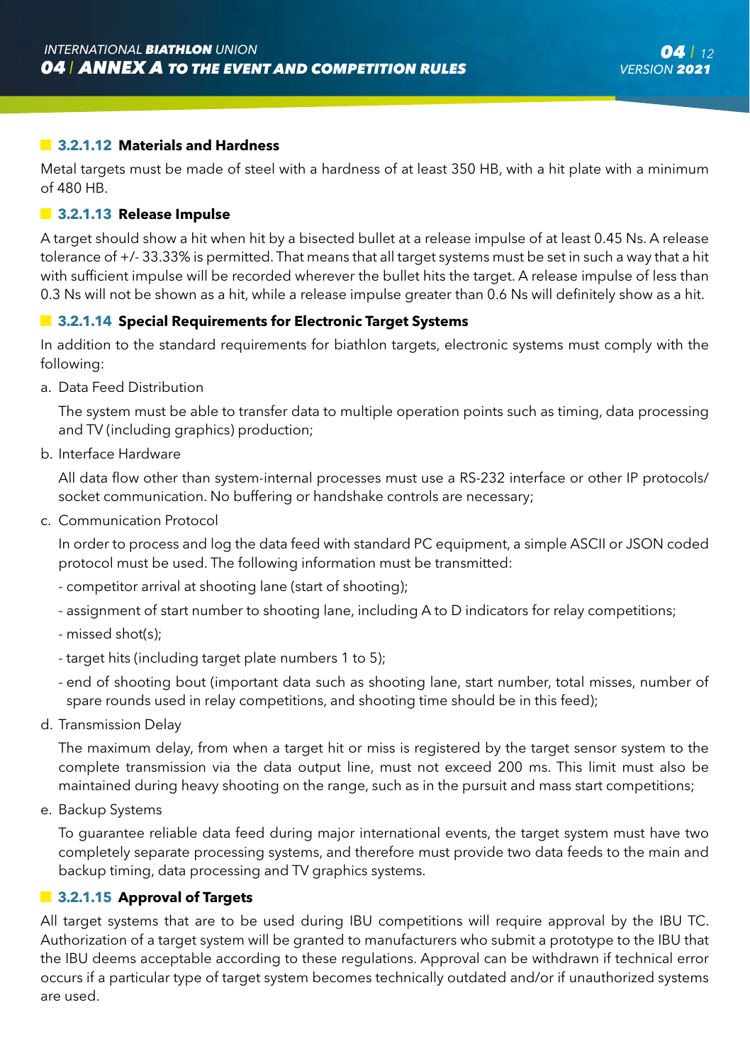#### 3.2.1.12 Materials and Hardness

Metal targets must be made of steel with a hardness of at least 350 HB, with a hit plate with a minimum of 480 HB.

#### 3.2.1.13 Release Impulse

A target should show a hit when hit by a bisected bullet at a release impulse of at least 0.45 Ns. A release tolerance of +/- 33.33% is permitted. That means that all target systems must be set in such a way that a hit with sufficient impulse will be recorded wherever the bullet hits the target. A release impulse of less than 0.3 Ns will not be shown as a hit, while a release impulse greater than 0.6 Ns will definitely show as a hit.

#### 3.2.1.14 Special Requirements for Electronic Target Systems

In addition to the standard requirements for biathlon targets, electronic systems must comply with the following:

a. Data Feed Distribution

   The system must be able to transfer data to multiple operation points such as timing, data processing and TV (including graphics) production;

b. Interface Hardware

   All data flow other than system-internal processes must use a RS-232 interface or other IP protocols/ socket communication. No buffering or handshake controls are necessary;

c. Communication Protocol

   In order to process and log the data feed with standard PC equipment, a simple ASCII or JSON coded protocol must be used. The following information must be transmitted:

   - competitor arrival at shooting lane (start of shooting);
   - assignment of start number to shooting lane, including A to D indicators for relay competitions;
   - missed shot(s);
   - target hits (including target plate numbers 1 to 5);
   - end of shooting bout (important data such as shooting lane, start number, total misses, number of spare rounds used in relay competitions, and shooting time should be in this feed);

d. Transmission Delay

   The maximum delay, from when a target hit or miss is registered by the target sensor system to the complete transmission via the data output line, must not exceed 200 ms. This limit must also be maintained during heavy shooting on the range, such as in the pursuit and mass start competitions;

e. Backup Systems

   To guarantee reliable data feed during major international events, the target system must have two completely separate processing systems, and therefore must provide two data feeds to the main and backup timing, data processing and TV graphics systems.

#### 3.2.1.15 Approval of Targets

All target systems that are to be used during IBU competitions will require approval by the IBU TC. Authorization of a target system will be granted to manufacturers who submit a prototype to the IBU that the IBU deems acceptable according to these regulations. Approval can be withdrawn if technical error occurs if a particular type of target system becomes technically outdated and/or if unauthorized systems are used.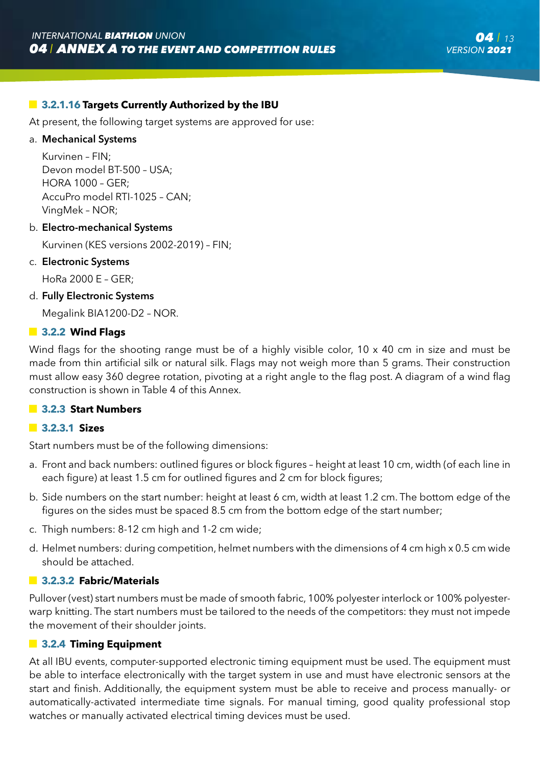### 3.2.1.16 Targets Currently Authorized by the IBU

At present, the following target systems are approved for use:

a. **Mechanical Systems**

Kurvinen – FIN;
Devon model BT-500 – USA;
HORA 1000 – GER;
AccuPro model RTI-1025 – CAN;
VingMek – NOR;

b. **Electro-mechanical Systems**

Kurvinen (KES versions 2002-2019) – FIN;

c. **Electronic Systems**

HoRa 2000 E – GER;

d. **Fully Electronic Systems**

Megalink BIA1200-D2 – NOR.

### 3.2.2 Wind Flags

Wind flags for the shooting range must be of a highly visible color, 10 x 40 cm in size and must be made from thin artificial silk or natural silk. Flags may not weigh more than 5 grams. Their construction must allow easy 360 degree rotation, pivoting at a right angle to the flag post. A diagram of a wind flag construction is shown in Table 4 of this Annex.

### 3.2.3 Start Numbers

### 3.2.3.1 Sizes

Start numbers must be of the following dimensions:

a. Front and back numbers: outlined figures or block figures – height at least 10 cm, width (of each line in each figure) at least 1.5 cm for outlined figures and 2 cm for block figures;

b. Side numbers on the start number: height at least 6 cm, width at least 1.2 cm. The bottom edge of the figures on the sides must be spaced 8.5 cm from the bottom edge of the start number;

c. Thigh numbers: 8-12 cm high and 1-2 cm wide;

d. Helmet numbers: during competition, helmet numbers with the dimensions of 4 cm high x 0.5 cm wide should be attached.

### 3.2.3.2 Fabric/Materials

Pullover (vest) start numbers must be made of smooth fabric, 100% polyester interlock or 100% polyester-warp knitting. The start numbers must be tailored to the needs of the competitors: they must not impede the movement of their shoulder joints.

### 3.2.4 Timing Equipment

At all IBU events, computer-supported electronic timing equipment must be used. The equipment must be able to interface electronically with the target system in use and must have electronic sensors at the start and finish. Additionally, the equipment system must be able to receive and process manually- or automatically-activated intermediate time signals. For manual timing, good quality professional stop watches or manually activated electrical timing devices must be used.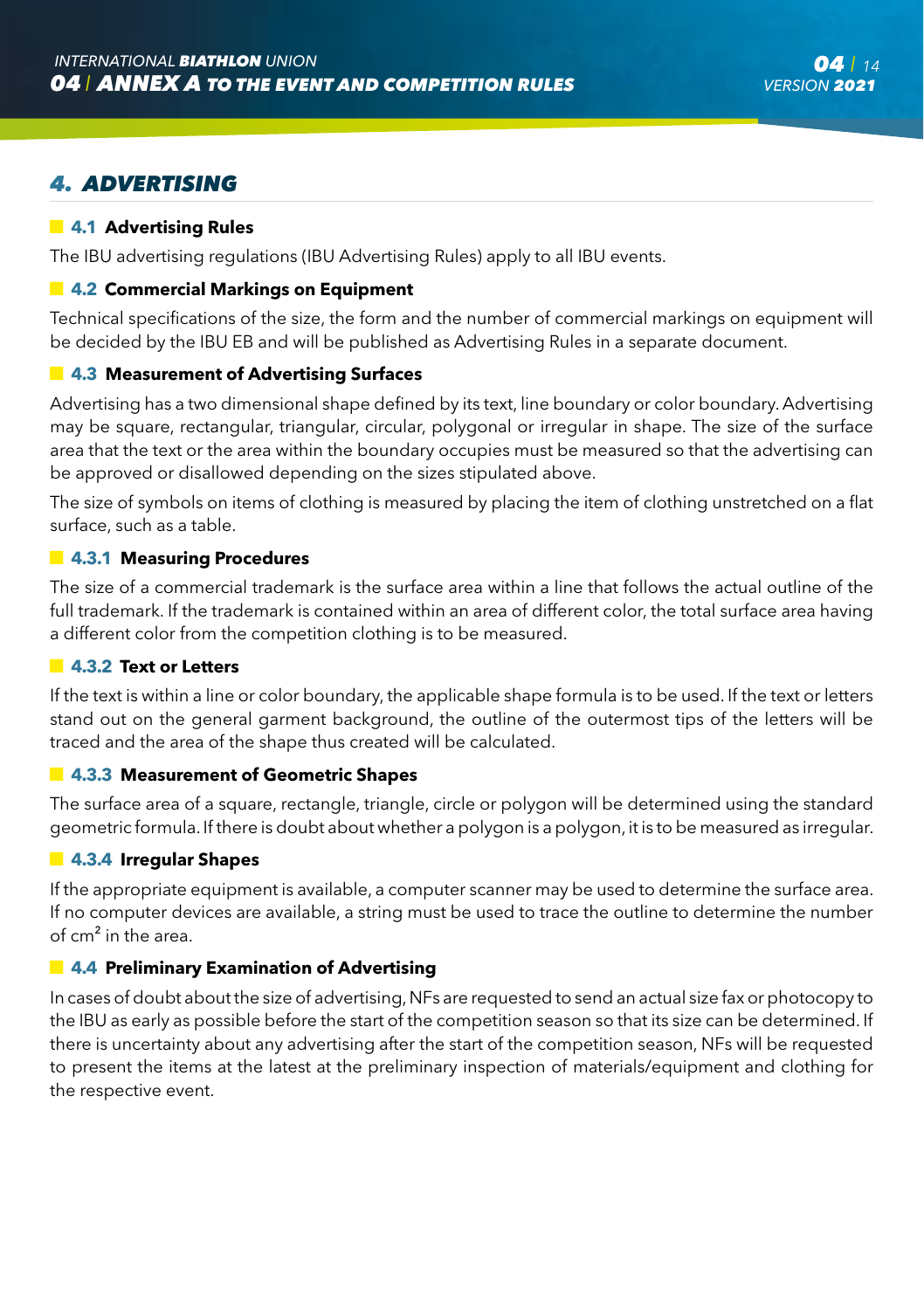# 4. ADVERTISING

## 4.1 Advertising Rules

The IBU advertising regulations (IBU Advertising Rules) apply to all IBU events.

## 4.2 Commercial Markings on Equipment

Technical specifications of the size, the form and the number of commercial markings on equipment will be decided by the IBU EB and will be published as Advertising Rules in a separate document.

## 4.3 Measurement of Advertising Surfaces

Advertising has a two dimensional shape defined by its text, line boundary or color boundary. Advertising may be square, rectangular, triangular, circular, polygonal or irregular in shape. The size of the surface area that the text or the area within the boundary occupies must be measured so that the advertising can be approved or disallowed depending on the sizes stipulated above.

The size of symbols on items of clothing is measured by placing the item of clothing unstretched on a flat surface, such as a table.

### 4.3.1 Measuring Procedures

The size of a commercial trademark is the surface area within a line that follows the actual outline of the full trademark. If the trademark is contained within an area of different color, the total surface area having a different color from the competition clothing is to be measured.

### 4.3.2 Text or Letters

If the text is within a line or color boundary, the applicable shape formula is to be used. If the text or letters stand out on the general garment background, the outline of the outermost tips of the letters will be traced and the area of the shape thus created will be calculated.

### 4.3.3 Measurement of Geometric Shapes

The surface area of a square, rectangle, triangle, circle or polygon will be determined using the standard geometric formula. If there is doubt about whether a polygon is a polygon, it is to be measured as irregular.

### 4.3.4 Irregular Shapes

If the appropriate equipment is available, a computer scanner may be used to determine the surface area. If no computer devices are available, a string must be used to trace the outline to determine the number of $cm^2$ in the area.

## 4.4 Preliminary Examination of Advertising

In cases of doubt about the size of advertising, NFs are requested to send an actual size fax or photocopy to the IBU as early as possible before the start of the competition season so that its size can be determined. If there is uncertainty about any advertising after the start of the competition season, NFs will be requested to present the items at the latest at the preliminary inspection of materials/equipment and clothing for the respective event.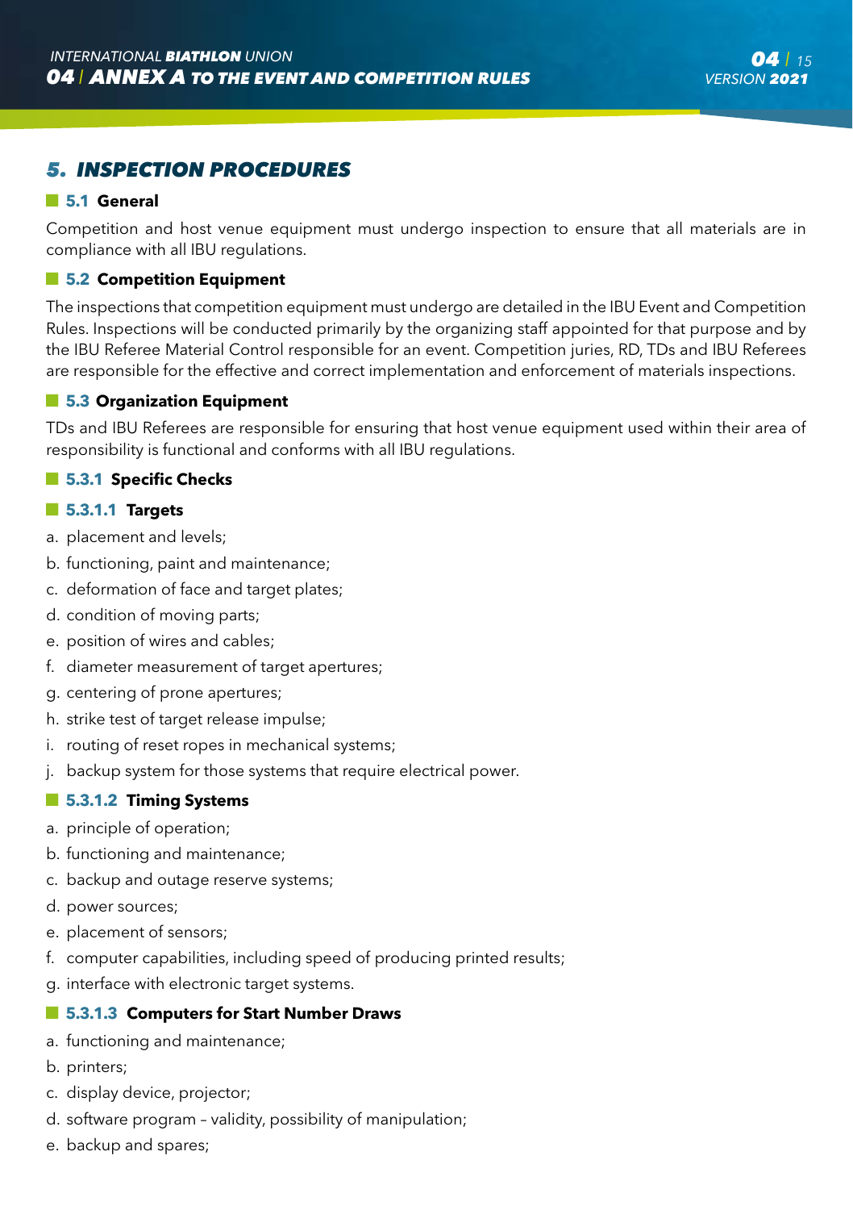## 5. INSPECTION PROCEDURES

### 5.1 General

Competition and host venue equipment must undergo inspection to ensure that all materials are in compliance with all IBU regulations.

### 5.2 Competition Equipment

The inspections that competition equipment must undergo are detailed in the IBU Event and Competition Rules. Inspections will be conducted primarily by the organizing staff appointed for that purpose and by the IBU Referee Material Control responsible for an event. Competition juries, RD, TDs and IBU Referees are responsible for the effective and correct implementation and enforcement of materials inspections.

### 5.3 Organization Equipment

TDs and IBU Referees are responsible for ensuring that host venue equipment used within their area of responsibility is functional and conforms with all IBU regulations.

#### 5.3.1 Specific Checks

##### 5.3.1.1 Targets

a. placement and levels;
b. functioning, paint and maintenance;
c. deformation of face and target plates;
d. condition of moving parts;
e. position of wires and cables;
f. diameter measurement of target apertures;
g. centering of prone apertures;
h. strike test of target release impulse;
i. routing of reset ropes in mechanical systems;
j. backup system for those systems that require electrical power.

##### 5.3.1.2 Timing Systems

a. principle of operation;
b. functioning and maintenance;
c. backup and outage reserve systems;
d. power sources;
e. placement of sensors;
f. computer capabilities, including speed of producing printed results;
g. interface with electronic target systems.

##### 5.3.1.3 Computers for Start Number Draws

a. functioning and maintenance;
b. printers;
c. display device, projector;
d. software program – validity, possibility of manipulation;
e. backup and spares;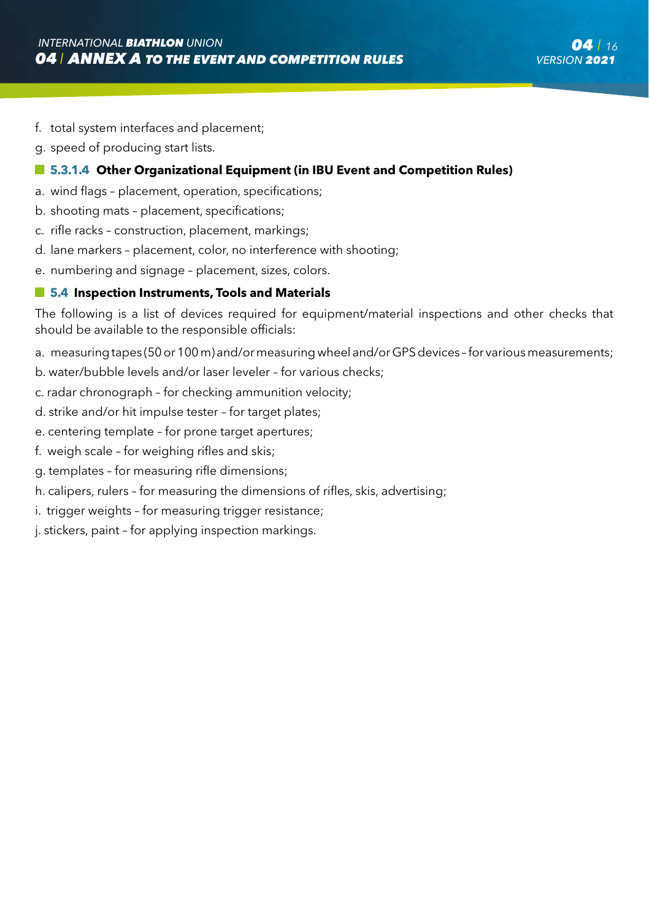f. total system interfaces and placement;

g. speed of producing start lists.

#### 5.3.1.4 Other Organizational Equipment (in IBU Event and Competition Rules)

a. wind flags – placement, operation, specifications;

b. shooting mats – placement, specifications;

c. rifle racks – construction, placement, markings;

d. lane markers – placement, color, no interference with shooting;

e. numbering and signage – placement, sizes, colors.

### 5.4 Inspection Instruments, Tools and Materials

The following is a list of devices required for equipment/material inspections and other checks that should be available to the responsible officials:

a. measuring tapes (50 or 100 m) and/or measuring wheel and/or GPS devices – for various measurements;

b. water/bubble levels and/or laser leveler – for various checks;

c. radar chronograph – for checking ammunition velocity;

d. strike and/or hit impulse tester – for target plates;

e. centering template – for prone target apertures;

f. weigh scale – for weighing rifles and skis;

g. templates – for measuring rifle dimensions;

h. calipers, rulers – for measuring the dimensions of rifles, skis, advertising;

i. trigger weights – for measuring trigger resistance;

j. stickers, paint – for applying inspection markings.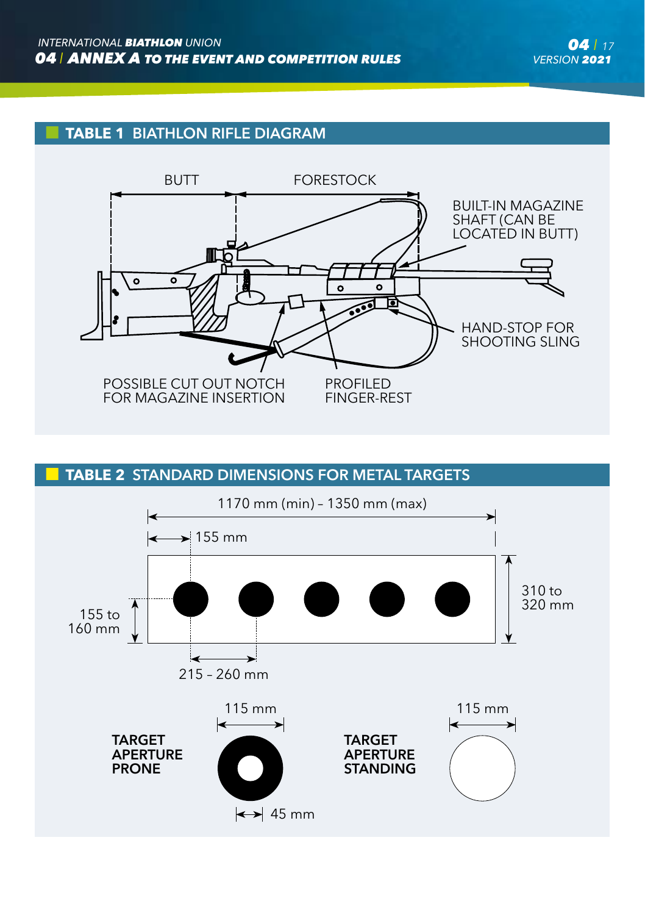## TABLE 1 BIATHLON RIFLE DIAGRAM

BUTT

FORESTOCK

BUILT-IN MAGAZINE SHAFT (CAN BE LOCATED IN BUTT)

HAND-STOP FOR SHOOTING SLING

POSSIBLE CUT OUT NOTCH FOR MAGAZINE INSERTION

PROFILED FINGER-REST

## TABLE 2 STANDARD DIMENSIONS FOR METAL TARGETS

1170 mm (min) – 1350 mm (max)

155 mm

310 to 320 mm

155 to 160 mm

215 – 260 mm

**TARGET APERTURE PRONE**

115 mm

45 mm

**TARGET APERTURE STANDING**

115 mm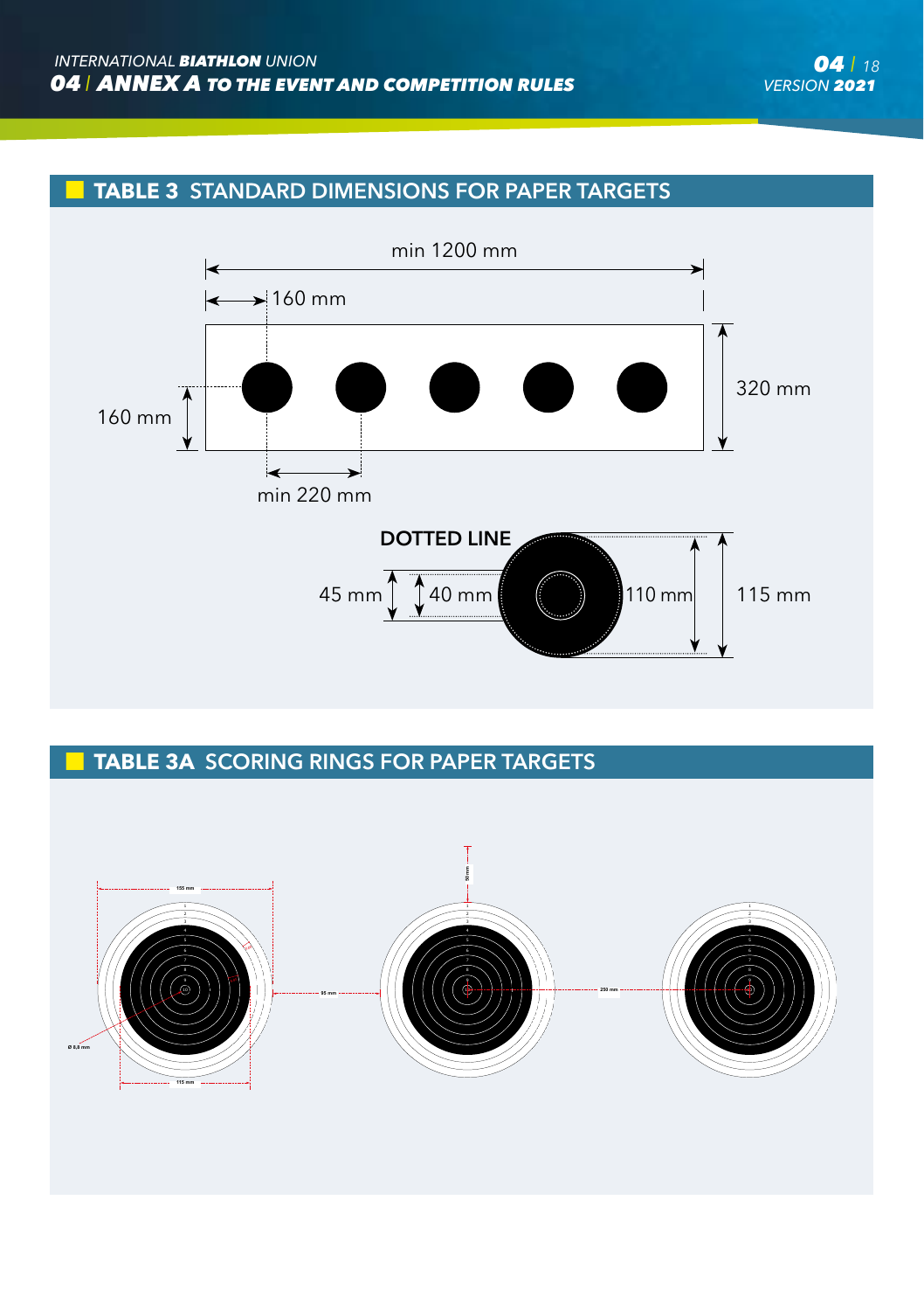## TABLE 3 STANDARD DIMENSIONS FOR PAPER TARGETS

min 1200 mm

160 mm

320 mm

160 mm

min 220 mm

DOTTED LINE

45 mm

40 mm

110 mm

115 mm

## TABLE 3A SCORING RINGS FOR PAPER TARGETS

155 mm

Ø 8,8 mm

115 mm

95 mm

50 mm

250 mm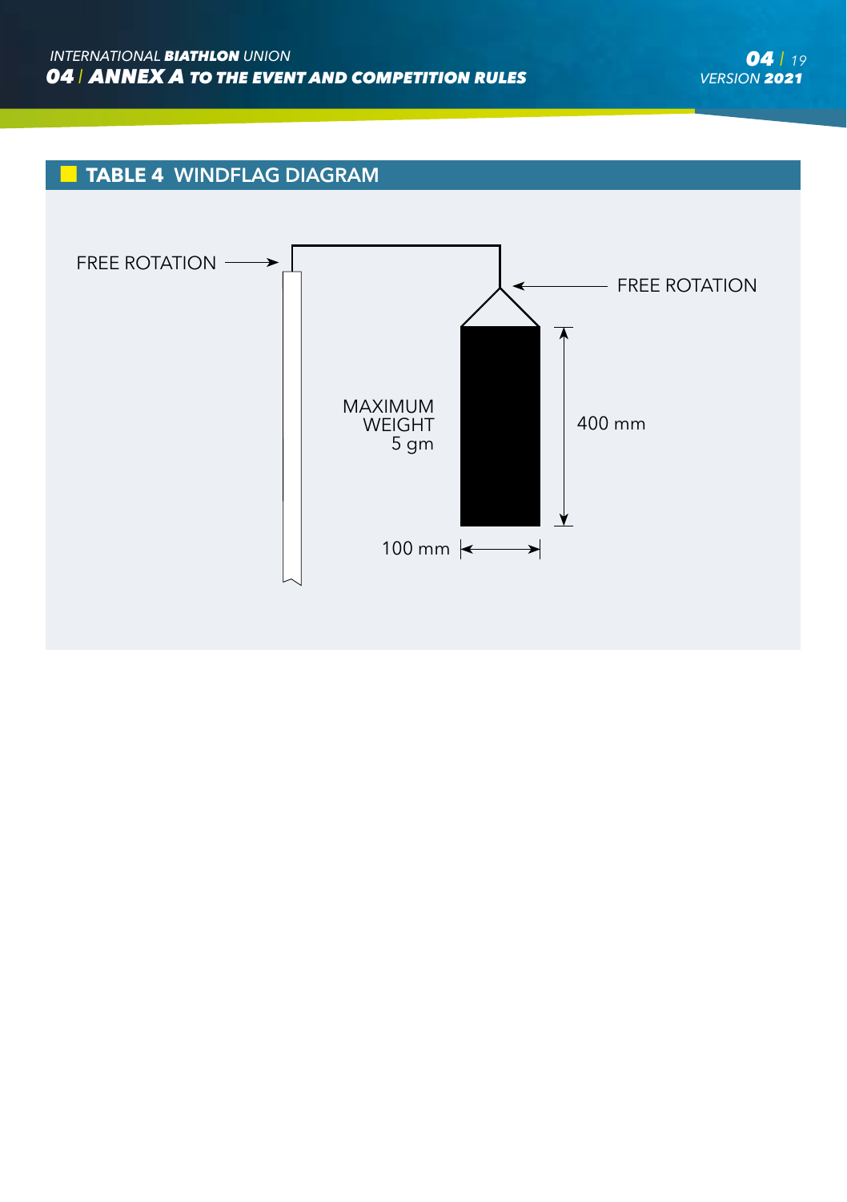## TABLE 4 WINDFLAG DIAGRAM

FREE ROTATION

FREE ROTATION

MAXIMUM WEIGHT 5 gm

400 mm

100 mm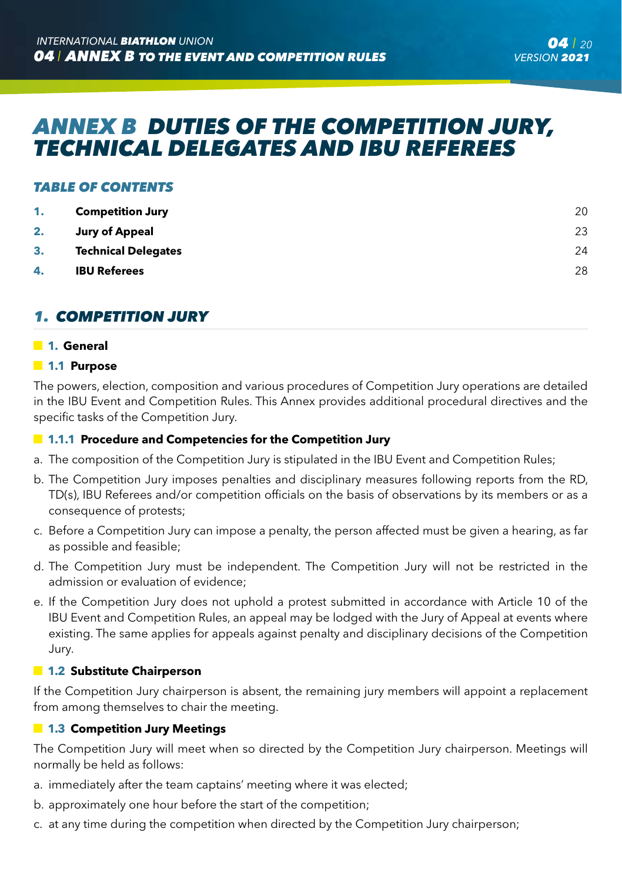# ANNEX B DUTIES OF THE COMPETITION JURY, TECHNICAL DELEGATES AND IBU REFEREES

### TABLE OF CONTENTS

| | | |
|---|---|---|
| **1.** | **Competition Jury** | 20 |
| **2.** | **Jury of Appeal** | 23 |
| **3.** | **Technical Delegates** | 24 |
| **4.** | **IBU Referees** | 28 |

## 1. COMPETITION JURY

### 1. General

### 1.1 Purpose

The powers, election, composition and various procedures of Competition Jury operations are detailed in the IBU Event and Competition Rules. This Annex provides additional procedural directives and the specific tasks of the Competition Jury.

#### 1.1.1 Procedure and Competencies for the Competition Jury

a. The composition of the Competition Jury is stipulated in the IBU Event and Competition Rules;

b. The Competition Jury imposes penalties and disciplinary measures following reports from the RD, TD(s), IBU Referees and/or competition officials on the basis of observations by its members or as a consequence of protests;

c. Before a Competition Jury can impose a penalty, the person affected must be given a hearing, as far as possible and feasible;

d. The Competition Jury must be independent. The Competition Jury will not be restricted in the admission or evaluation of evidence;

e. If the Competition Jury does not uphold a protest submitted in accordance with Article 10 of the IBU Event and Competition Rules, an appeal may be lodged with the Jury of Appeal at events where existing. The same applies for appeals against penalty and disciplinary decisions of the Competition Jury.

### 1.2 Substitute Chairperson

If the Competition Jury chairperson is absent, the remaining jury members will appoint a replacement from among themselves to chair the meeting.

### 1.3 Competition Jury Meetings

The Competition Jury will meet when so directed by the Competition Jury chairperson. Meetings will normally be held as follows:

a. immediately after the team captains' meeting where it was elected;

b. approximately one hour before the start of the competition;

c. at any time during the competition when directed by the Competition Jury chairperson;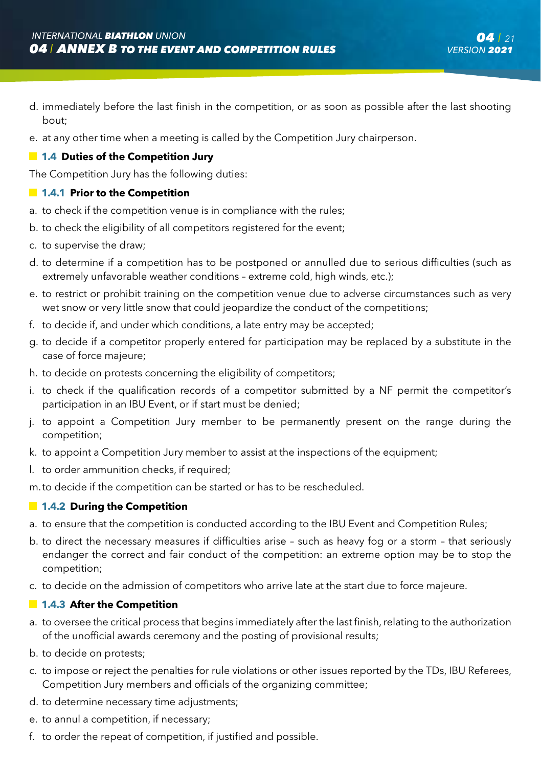d. immediately before the last finish in the competition, or as soon as possible after the last shooting bout;

e. at any other time when a meeting is called by the Competition Jury chairperson.

### 1.4 Duties of the Competition Jury

The Competition Jury has the following duties:

#### 1.4.1 Prior to the Competition

a. to check if the competition venue is in compliance with the rules;

b. to check the eligibility of all competitors registered for the event;

c. to supervise the draw;

d. to determine if a competition has to be postponed or annulled due to serious difficulties (such as extremely unfavorable weather conditions – extreme cold, high winds, etc.);

e. to restrict or prohibit training on the competition venue due to adverse circumstances such as very wet snow or very little snow that could jeopardize the conduct of the competitions;

f. to decide if, and under which conditions, a late entry may be accepted;

g. to decide if a competitor properly entered for participation may be replaced by a substitute in the case of force majeure;

h. to decide on protests concerning the eligibility of competitors;

i. to check if the qualification records of a competitor submitted by a NF permit the competitor's participation in an IBU Event, or if start must be denied;

j. to appoint a Competition Jury member to be permanently present on the range during the competition;

k. to appoint a Competition Jury member to assist at the inspections of the equipment;

l. to order ammunition checks, if required;

m. to decide if the competition can be started or has to be rescheduled.

#### 1.4.2 During the Competition

a. to ensure that the competition is conducted according to the IBU Event and Competition Rules;

b. to direct the necessary measures if difficulties arise – such as heavy fog or a storm – that seriously endanger the correct and fair conduct of the competition: an extreme option may be to stop the competition;

c. to decide on the admission of competitors who arrive late at the start due to force majeure.

#### 1.4.3 After the Competition

a. to oversee the critical process that begins immediately after the last finish, relating to the authorization of the unofficial awards ceremony and the posting of provisional results;

b. to decide on protests;

c. to impose or reject the penalties for rule violations or other issues reported by the TDs, IBU Referees, Competition Jury members and officials of the organizing committee;

d. to determine necessary time adjustments;

e. to annul a competition, if necessary;

f. to order the repeat of competition, if justified and possible.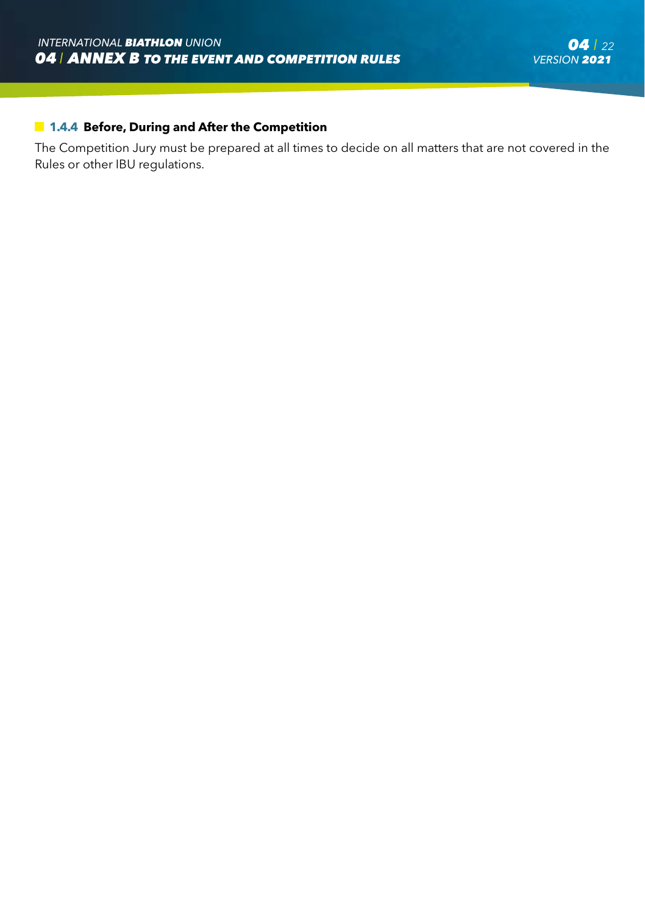#### 1.4.4 Before, During and After the Competition

The Competition Jury must be prepared at all times to decide on all matters that are not covered in the Rules or other IBU regulations.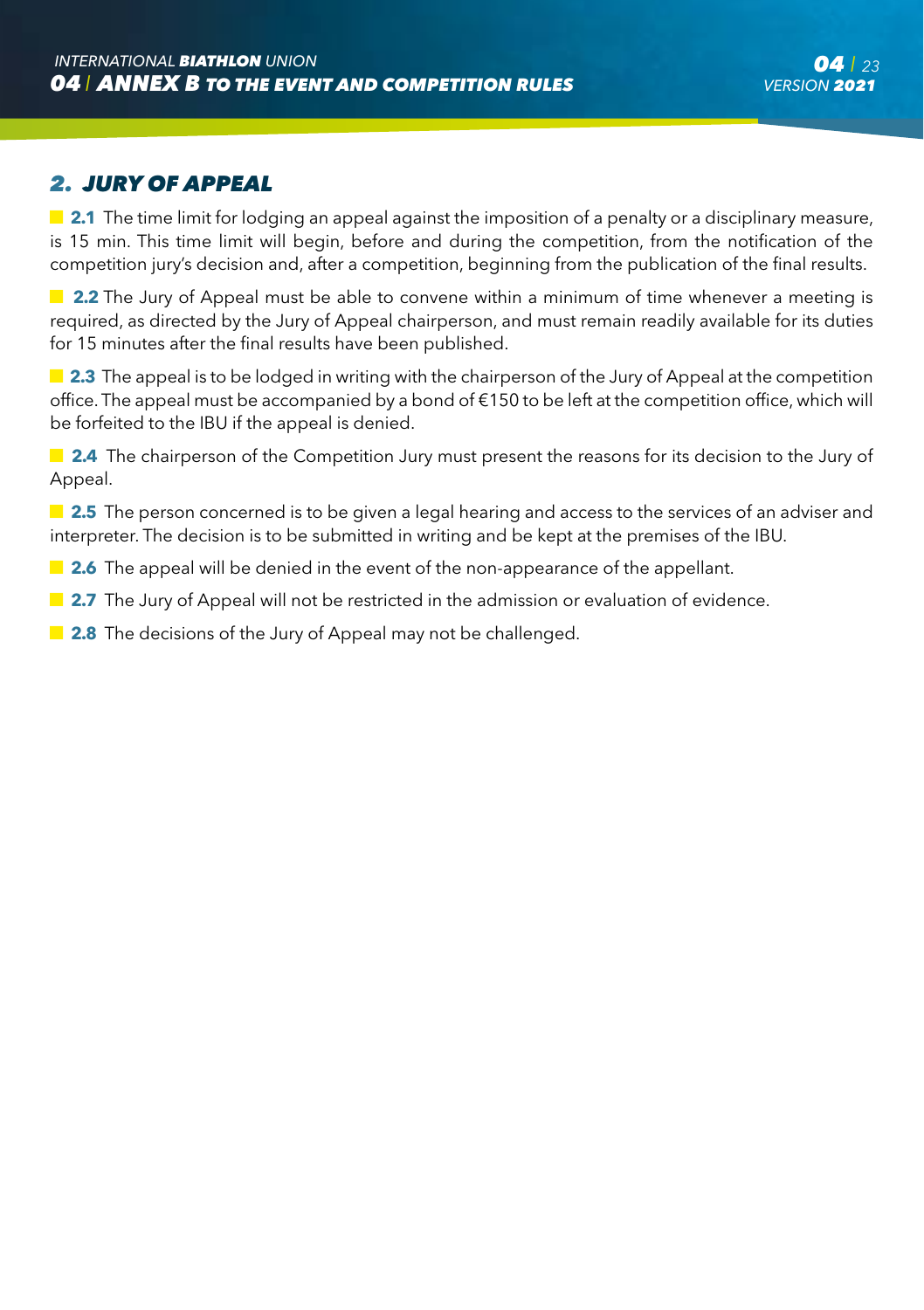## 2. JURY OF APPEAL

**2.1** The time limit for lodging an appeal against the imposition of a penalty or a disciplinary measure, is 15 min. This time limit will begin, before and during the competition, from the notification of the competition jury's decision and, after a competition, beginning from the publication of the final results.

**2.2** The Jury of Appeal must be able to convene within a minimum of time whenever a meeting is required, as directed by the Jury of Appeal chairperson, and must remain readily available for its duties for 15 minutes after the final results have been published.

**2.3** The appeal is to be lodged in writing with the chairperson of the Jury of Appeal at the competition office. The appeal must be accompanied by a bond of €150 to be left at the competition office, which will be forfeited to the IBU if the appeal is denied.

**2.4** The chairperson of the Competition Jury must present the reasons for its decision to the Jury of Appeal.

**2.5** The person concerned is to be given a legal hearing and access to the services of an adviser and interpreter. The decision is to be submitted in writing and be kept at the premises of the IBU.

**2.6** The appeal will be denied in the event of the non-appearance of the appellant.

**2.7** The Jury of Appeal will not be restricted in the admission or evaluation of evidence.

**2.8** The decisions of the Jury of Appeal may not be challenged.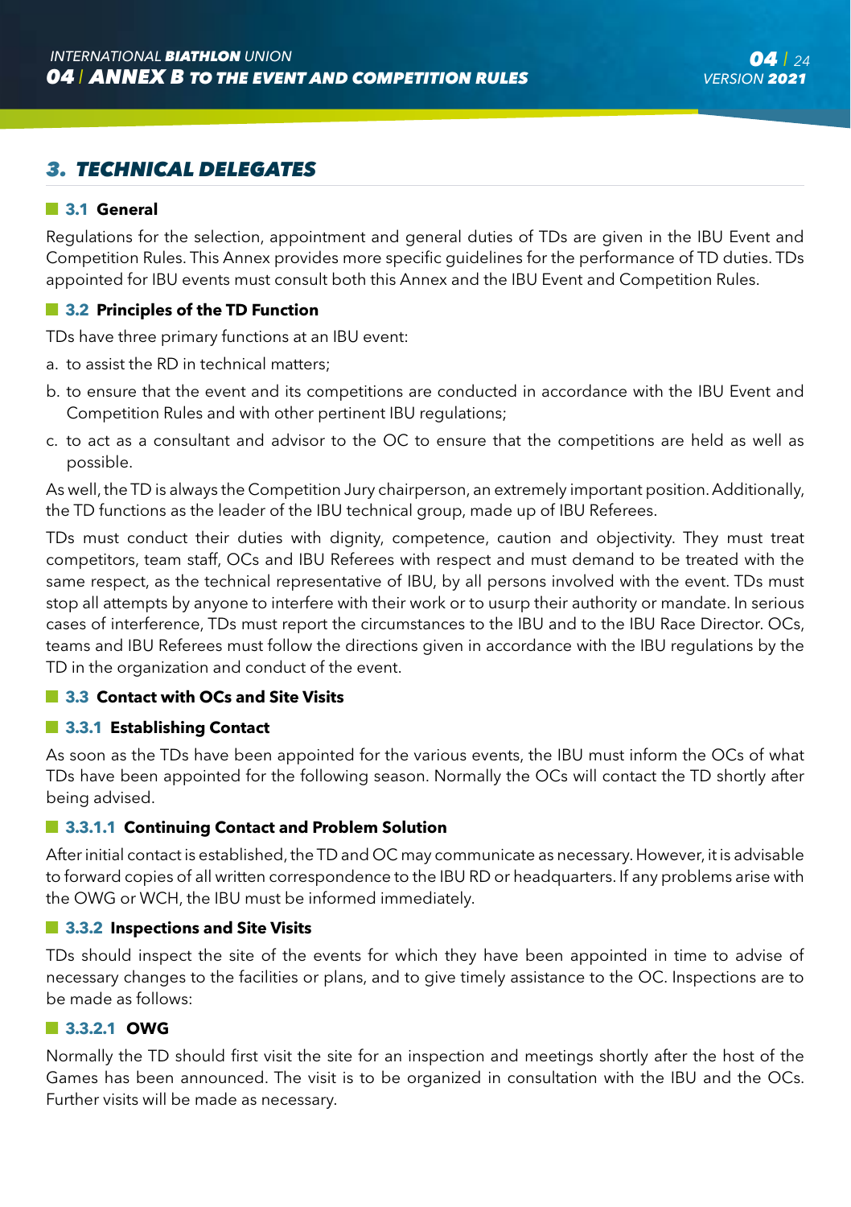## 3. TECHNICAL DELEGATES

### 3.1 General

Regulations for the selection, appointment and general duties of TDs are given in the IBU Event and Competition Rules. This Annex provides more specific guidelines for the performance of TD duties. TDs appointed for IBU events must consult both this Annex and the IBU Event and Competition Rules.

### 3.2 Principles of the TD Function

TDs have three primary functions at an IBU event:

a. to assist the RD in technical matters;

b. to ensure that the event and its competitions are conducted in accordance with the IBU Event and Competition Rules and with other pertinent IBU regulations;

c. to act as a consultant and advisor to the OC to ensure that the competitions are held as well as possible.

As well, the TD is always the Competition Jury chairperson, an extremely important position. Additionally, the TD functions as the leader of the IBU technical group, made up of IBU Referees.

TDs must conduct their duties with dignity, competence, caution and objectivity. They must treat competitors, team staff, OCs and IBU Referees with respect and must demand to be treated with the same respect, as the technical representative of IBU, by all persons involved with the event. TDs must stop all attempts by anyone to interfere with their work or to usurp their authority or mandate. In serious cases of interference, TDs must report the circumstances to the IBU and to the IBU Race Director. OCs, teams and IBU Referees must follow the directions given in accordance with the IBU regulations by the TD in the organization and conduct of the event.

### 3.3 Contact with OCs and Site Visits

#### 3.3.1 Establishing Contact

As soon as the TDs have been appointed for the various events, the IBU must inform the OCs of what TDs have been appointed for the following season. Normally the OCs will contact the TD shortly after being advised.

#### 3.3.1.1 Continuing Contact and Problem Solution

After initial contact is established, the TD and OC may communicate as necessary. However, it is advisable to forward copies of all written correspondence to the IBU RD or headquarters. If any problems arise with the OWG or WCH, the IBU must be informed immediately.

#### 3.3.2 Inspections and Site Visits

TDs should inspect the site of the events for which they have been appointed in time to advise of necessary changes to the facilities or plans, and to give timely assistance to the OC. Inspections are to be made as follows:

#### 3.3.2.1 OWG

Normally the TD should first visit the site for an inspection and meetings shortly after the host of the Games has been announced. The visit is to be organized in consultation with the IBU and the OCs. Further visits will be made as necessary.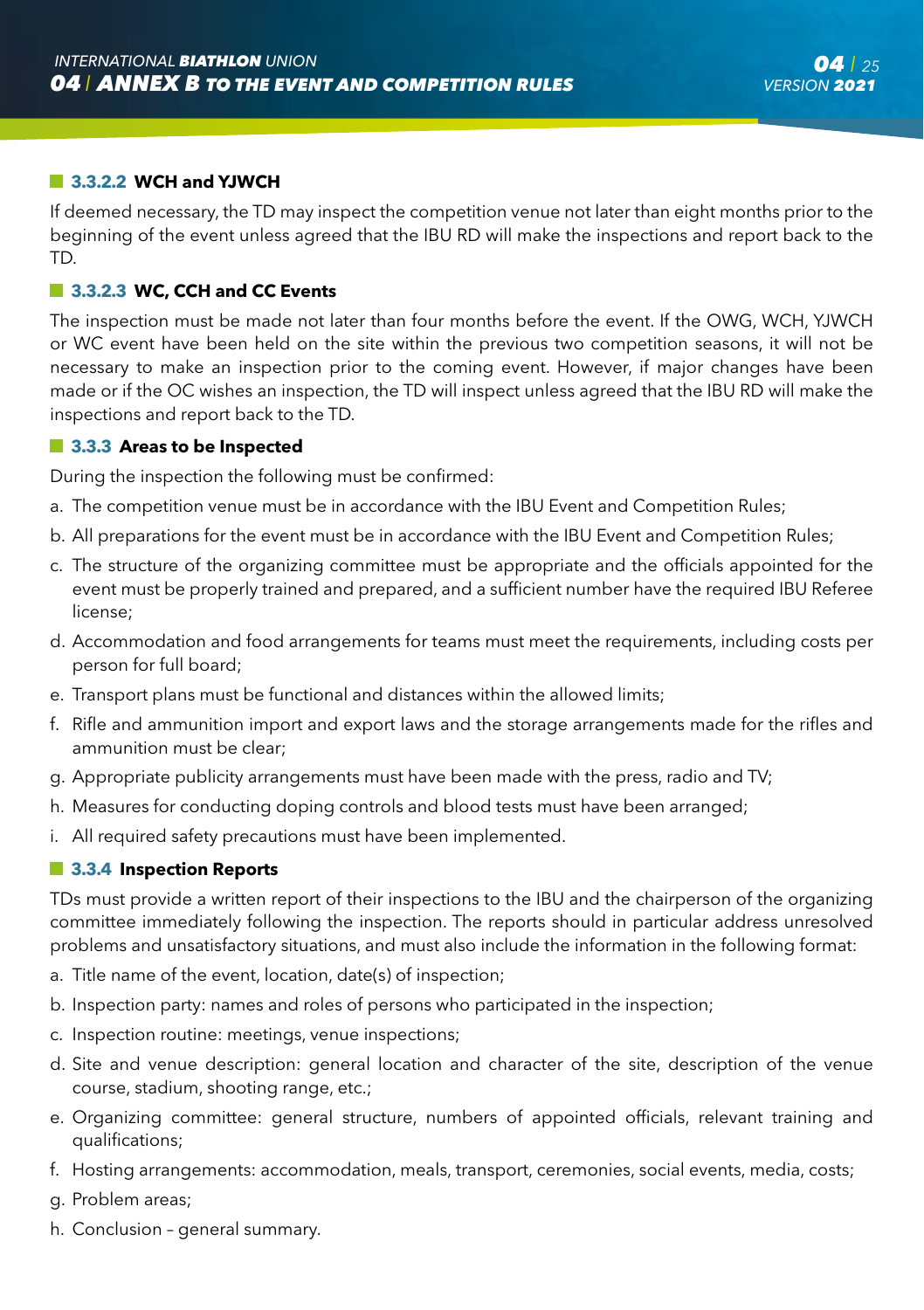#### 3.3.2.2 WCH and YJWCH

If deemed necessary, the TD may inspect the competition venue not later than eight months prior to the beginning of the event unless agreed that the IBU RD will make the inspections and report back to the TD.

#### 3.3.2.3 WC, CCH and CC Events

The inspection must be made not later than four months before the event. If the OWG, WCH, YJWCH or WC event have been held on the site within the previous two competition seasons, it will not be necessary to make an inspection prior to the coming event. However, if major changes have been made or if the OC wishes an inspection, the TD will inspect unless agreed that the IBU RD will make the inspections and report back to the TD.

### 3.3.3 Areas to be Inspected

During the inspection the following must be confirmed:

a. The competition venue must be in accordance with the IBU Event and Competition Rules;

b. All preparations for the event must be in accordance with the IBU Event and Competition Rules;

c. The structure of the organizing committee must be appropriate and the officials appointed for the event must be properly trained and prepared, and a sufficient number have the required IBU Referee license;

d. Accommodation and food arrangements for teams must meet the requirements, including costs per person for full board;

e. Transport plans must be functional and distances within the allowed limits;

f. Rifle and ammunition import and export laws and the storage arrangements made for the rifles and ammunition must be clear;

g. Appropriate publicity arrangements must have been made with the press, radio and TV;

h. Measures for conducting doping controls and blood tests must have been arranged;

i. All required safety precautions must have been implemented.

### 3.3.4 Inspection Reports

TDs must provide a written report of their inspections to the IBU and the chairperson of the organizing committee immediately following the inspection. The reports should in particular address unresolved problems and unsatisfactory situations, and must also include the information in the following format:

a. Title name of the event, location, date(s) of inspection;

b. Inspection party: names and roles of persons who participated in the inspection;

c. Inspection routine: meetings, venue inspections;

d. Site and venue description: general location and character of the site, description of the venue course, stadium, shooting range, etc.;

e. Organizing committee: general structure, numbers of appointed officials, relevant training and qualifications;

f. Hosting arrangements: accommodation, meals, transport, ceremonies, social events, media, costs;

g. Problem areas;

h. Conclusion – general summary.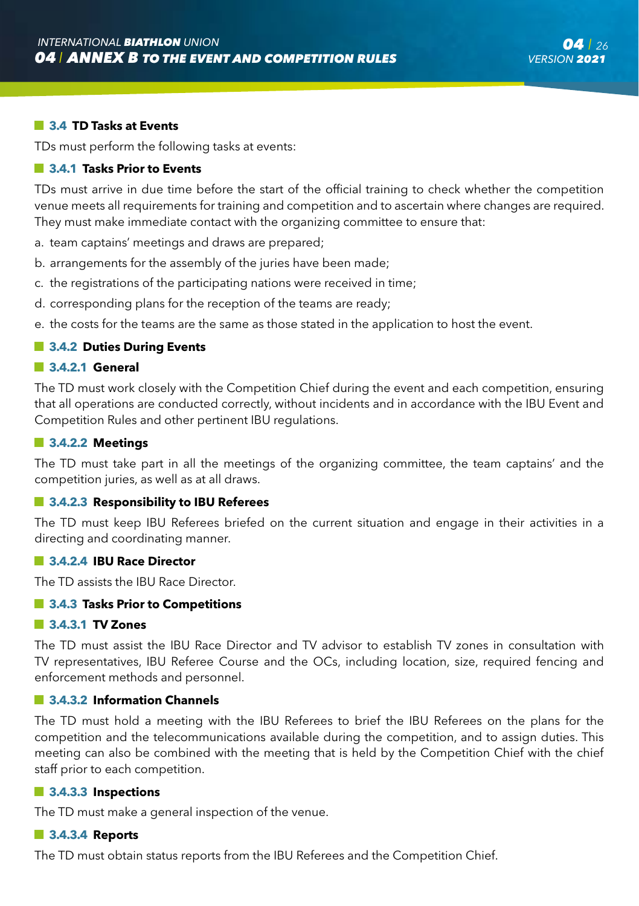### 3.4 TD Tasks at Events

TDs must perform the following tasks at events:

#### 3.4.1 Tasks Prior to Events

TDs must arrive in due time before the start of the official training to check whether the competition venue meets all requirements for training and competition and to ascertain where changes are required. They must make immediate contact with the organizing committee to ensure that:

a. team captains' meetings and draws are prepared;

b. arrangements for the assembly of the juries have been made;

c. the registrations of the participating nations were received in time;

d. corresponding plans for the reception of the teams are ready;

e. the costs for the teams are the same as those stated in the application to host the event.

#### 3.4.2 Duties During Events

##### 3.4.2.1 General

The TD must work closely with the Competition Chief during the event and each competition, ensuring that all operations are conducted correctly, without incidents and in accordance with the IBU Event and Competition Rules and other pertinent IBU regulations.

##### 3.4.2.2 Meetings

The TD must take part in all the meetings of the organizing committee, the team captains' and the competition juries, as well as at all draws.

##### 3.4.2.3 Responsibility to IBU Referees

The TD must keep IBU Referees briefed on the current situation and engage in their activities in a directing and coordinating manner.

##### 3.4.2.4 IBU Race Director

The TD assists the IBU Race Director.

#### 3.4.3 Tasks Prior to Competitions

##### 3.4.3.1 TV Zones

The TD must assist the IBU Race Director and TV advisor to establish TV zones in consultation with TV representatives, IBU Referee Course and the OCs, including location, size, required fencing and enforcement methods and personnel.

##### 3.4.3.2 Information Channels

The TD must hold a meeting with the IBU Referees to brief the IBU Referees on the plans for the competition and the telecommunications available during the competition, and to assign duties. This meeting can also be combined with the meeting that is held by the Competition Chief with the chief staff prior to each competition.

##### 3.4.3.3 Inspections

The TD must make a general inspection of the venue.

##### 3.4.3.4 Reports

The TD must obtain status reports from the IBU Referees and the Competition Chief.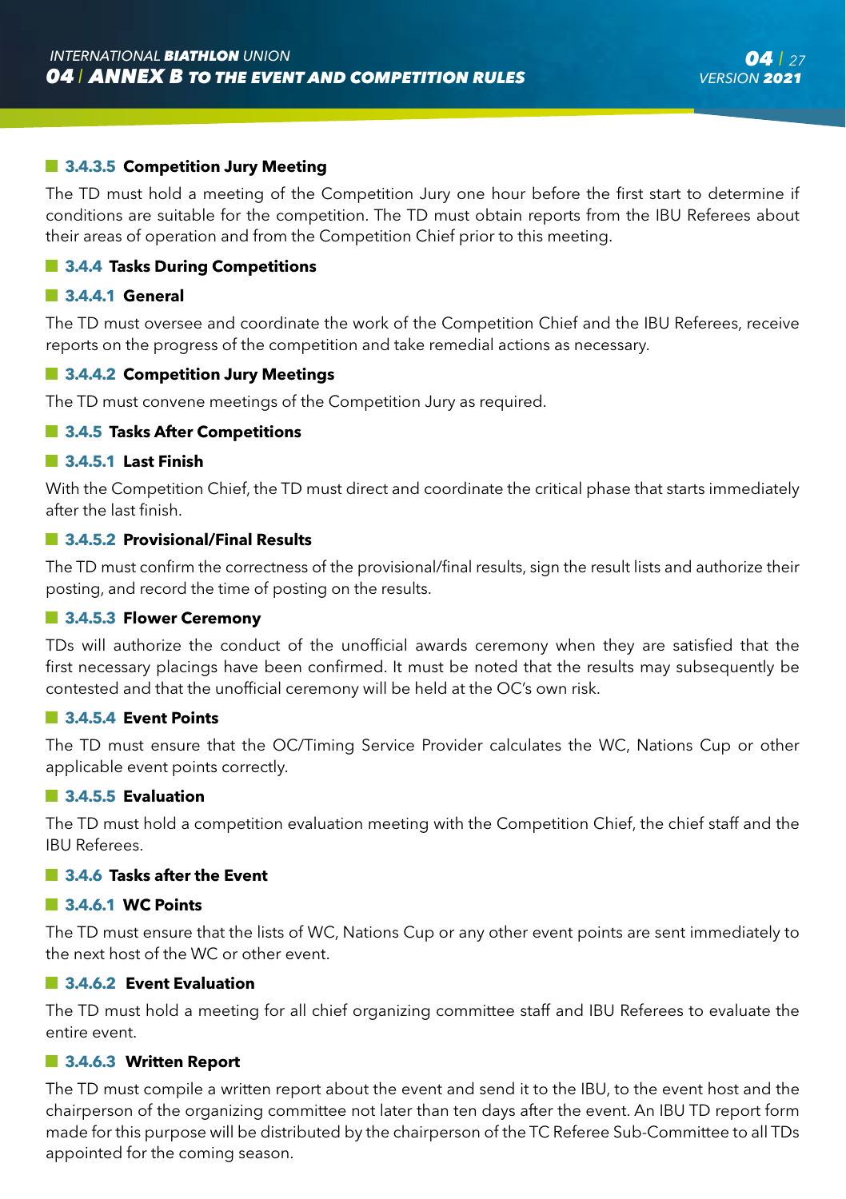#### 3.4.3.5 Competition Jury Meeting

The TD must hold a meeting of the Competition Jury one hour before the first start to determine if conditions are suitable for the competition. The TD must obtain reports from the IBU Referees about their areas of operation and from the Competition Chief prior to this meeting.

### 3.4.4 Tasks During Competitions

#### 3.4.4.1 General

The TD must oversee and coordinate the work of the Competition Chief and the IBU Referees, receive reports on the progress of the competition and take remedial actions as necessary.

#### 3.4.4.2 Competition Jury Meetings

The TD must convene meetings of the Competition Jury as required.

### 3.4.5 Tasks After Competitions

#### 3.4.5.1 Last Finish

With the Competition Chief, the TD must direct and coordinate the critical phase that starts immediately after the last finish.

#### 3.4.5.2 Provisional/Final Results

The TD must confirm the correctness of the provisional/final results, sign the result lists and authorize their posting, and record the time of posting on the results.

#### 3.4.5.3 Flower Ceremony

TDs will authorize the conduct of the unofficial awards ceremony when they are satisfied that the first necessary placings have been confirmed. It must be noted that the results may subsequently be contested and that the unofficial ceremony will be held at the OC's own risk.

#### 3.4.5.4 Event Points

The TD must ensure that the OC/Timing Service Provider calculates the WC, Nations Cup or other applicable event points correctly.

#### 3.4.5.5 Evaluation

The TD must hold a competition evaluation meeting with the Competition Chief, the chief staff and the IBU Referees.

### 3.4.6 Tasks after the Event

#### 3.4.6.1 WC Points

The TD must ensure that the lists of WC, Nations Cup or any other event points are sent immediately to the next host of the WC or other event.

#### 3.4.6.2 Event Evaluation

The TD must hold a meeting for all chief organizing committee staff and IBU Referees to evaluate the entire event.

#### 3.4.6.3 Written Report

The TD must compile a written report about the event and send it to the IBU, to the event host and the chairperson of the organizing committee not later than ten days after the event. An IBU TD report form made for this purpose will be distributed by the chairperson of the TC Referee Sub-Committee to all TDs appointed for the coming season.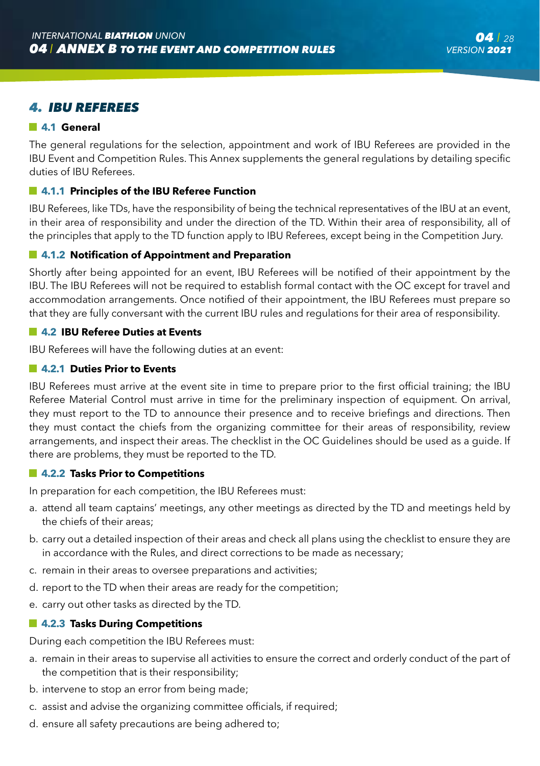## 4. IBU REFEREES

### 4.1 General

The general regulations for the selection, appointment and work of IBU Referees are provided in the IBU Event and Competition Rules. This Annex supplements the general regulations by detailing specific duties of IBU Referees.

#### 4.1.1 Principles of the IBU Referee Function

IBU Referees, like TDs, have the responsibility of being the technical representatives of the IBU at an event, in their area of responsibility and under the direction of the TD. Within their area of responsibility, all of the principles that apply to the TD function apply to IBU Referees, except being in the Competition Jury.

#### 4.1.2 Notification of Appointment and Preparation

Shortly after being appointed for an event, IBU Referees will be notified of their appointment by the IBU. The IBU Referees will not be required to establish formal contact with the OC except for travel and accommodation arrangements. Once notified of their appointment, the IBU Referees must prepare so that they are fully conversant with the current IBU rules and regulations for their area of responsibility.

### 4.2 IBU Referee Duties at Events

IBU Referees will have the following duties at an event:

#### 4.2.1 Duties Prior to Events

IBU Referees must arrive at the event site in time to prepare prior to the first official training; the IBU Referee Material Control must arrive in time for the preliminary inspection of equipment. On arrival, they must report to the TD to announce their presence and to receive briefings and directions. Then they must contact the chiefs from the organizing committee for their areas of responsibility, review arrangements, and inspect their areas. The checklist in the OC Guidelines should be used as a guide. If there are problems, they must be reported to the TD.

#### 4.2.2 Tasks Prior to Competitions

In preparation for each competition, the IBU Referees must:

a. attend all team captains' meetings, any other meetings as directed by the TD and meetings held by the chiefs of their areas;
b. carry out a detailed inspection of their areas and check all plans using the checklist to ensure they are in accordance with the Rules, and direct corrections to be made as necessary;
c. remain in their areas to oversee preparations and activities;
d. report to the TD when their areas are ready for the competition;
e. carry out other tasks as directed by the TD.

#### 4.2.3 Tasks During Competitions

During each competition the IBU Referees must:

a. remain in their areas to supervise all activities to ensure the correct and orderly conduct of the part of the competition that is their responsibility;
b. intervene to stop an error from being made;
c. assist and advise the organizing committee officials, if required;
d. ensure all safety precautions are being adhered to;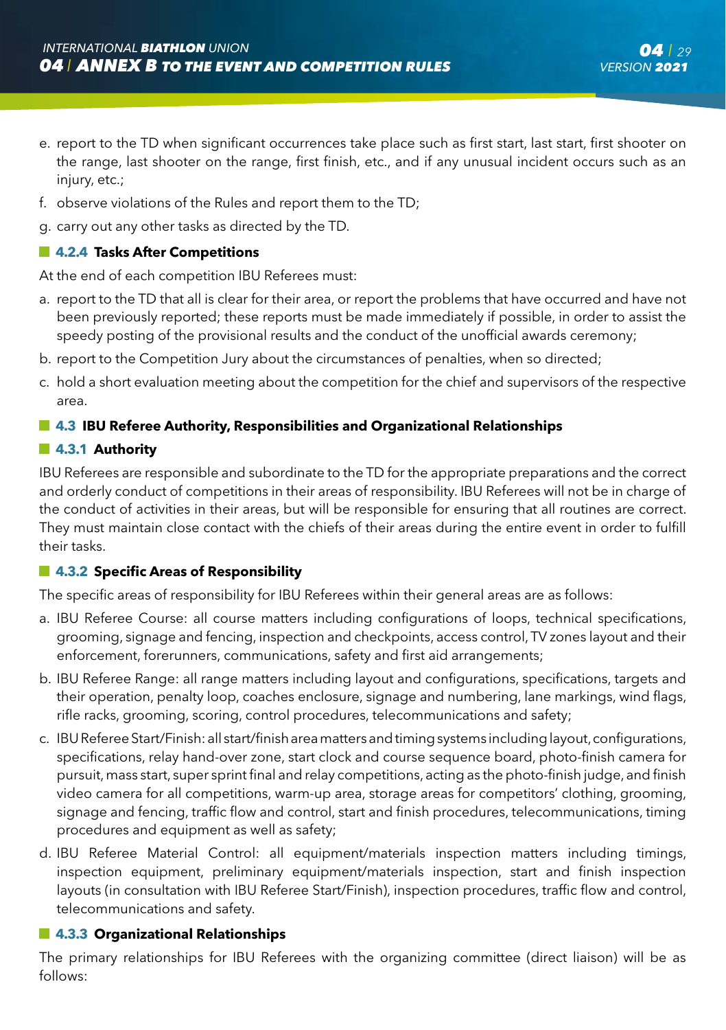e. report to the TD when significant occurrences take place such as first start, last start, first shooter on the range, last shooter on the range, first finish, etc., and if any unusual incident occurs such as an injury, etc.;
f. observe violations of the Rules and report them to the TD;
g. carry out any other tasks as directed by the TD.

### 4.2.4 Tasks After Competitions

At the end of each competition IBU Referees must:

a. report to the TD that all is clear for their area, or report the problems that have occurred and have not been previously reported; these reports must be made immediately if possible, in order to assist the speedy posting of the provisional results and the conduct of the unofficial awards ceremony;
b. report to the Competition Jury about the circumstances of penalties, when so directed;
c. hold a short evaluation meeting about the competition for the chief and supervisors of the respective area.

## 4.3 IBU Referee Authority, Responsibilities and Organizational Relationships

### 4.3.1 Authority

IBU Referees are responsible and subordinate to the TD for the appropriate preparations and the correct and orderly conduct of competitions in their areas of responsibility. IBU Referees will not be in charge of the conduct of activities in their areas, but will be responsible for ensuring that all routines are correct. They must maintain close contact with the chiefs of their areas during the entire event in order to fulfill their tasks.

### 4.3.2 Specific Areas of Responsibility

The specific areas of responsibility for IBU Referees within their general areas are as follows:

a. IBU Referee Course: all course matters including configurations of loops, technical specifications, grooming, signage and fencing, inspection and checkpoints, access control, TV zones layout and their enforcement, forerunners, communications, safety and first aid arrangements;
b. IBU Referee Range: all range matters including layout and configurations, specifications, targets and their operation, penalty loop, coaches enclosure, signage and numbering, lane markings, wind flags, rifle racks, grooming, scoring, control procedures, telecommunications and safety;
c. IBU Referee Start/Finish: all start/finish area matters and timing systems including layout, configurations, specifications, relay hand-over zone, start clock and course sequence board, photo-finish camera for pursuit, mass start, super sprint final and relay competitions, acting as the photo-finish judge, and finish video camera for all competitions, warm-up area, storage areas for competitors' clothing, grooming, signage and fencing, traffic flow and control, start and finish procedures, telecommunications, timing procedures and equipment as well as safety;
d. IBU Referee Material Control: all equipment/materials inspection matters including timings, inspection equipment, preliminary equipment/materials inspection, start and finish inspection layouts (in consultation with IBU Referee Start/Finish), inspection procedures, traffic flow and control, telecommunications and safety.

### 4.3.3 Organizational Relationships

The primary relationships for IBU Referees with the organizing committee (direct liaison) will be as follows: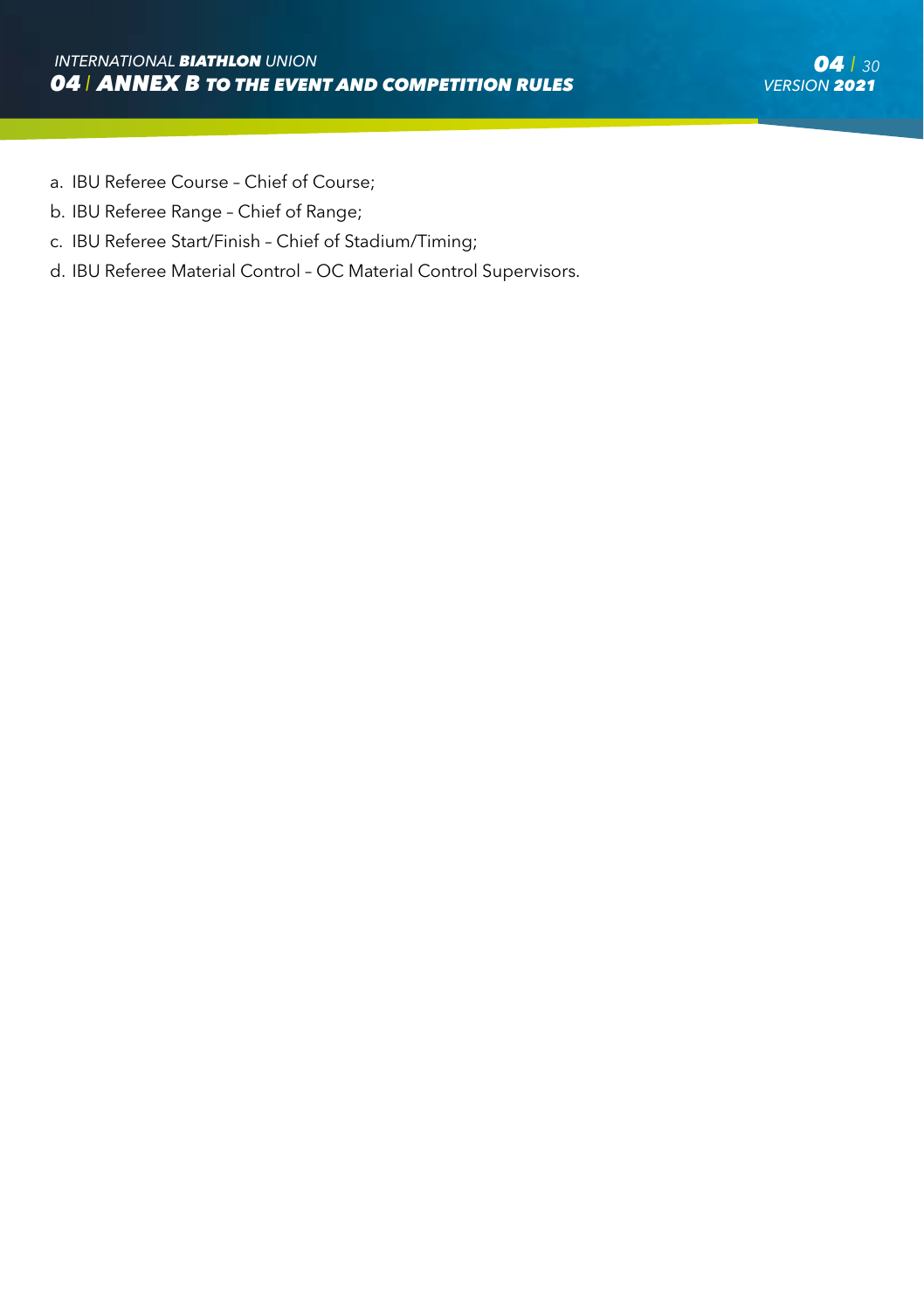a. IBU Referee Course – Chief of Course;
b. IBU Referee Range – Chief of Range;
c. IBU Referee Start/Finish – Chief of Stadium/Timing;
d. IBU Referee Material Control – OC Material Control Supervisors.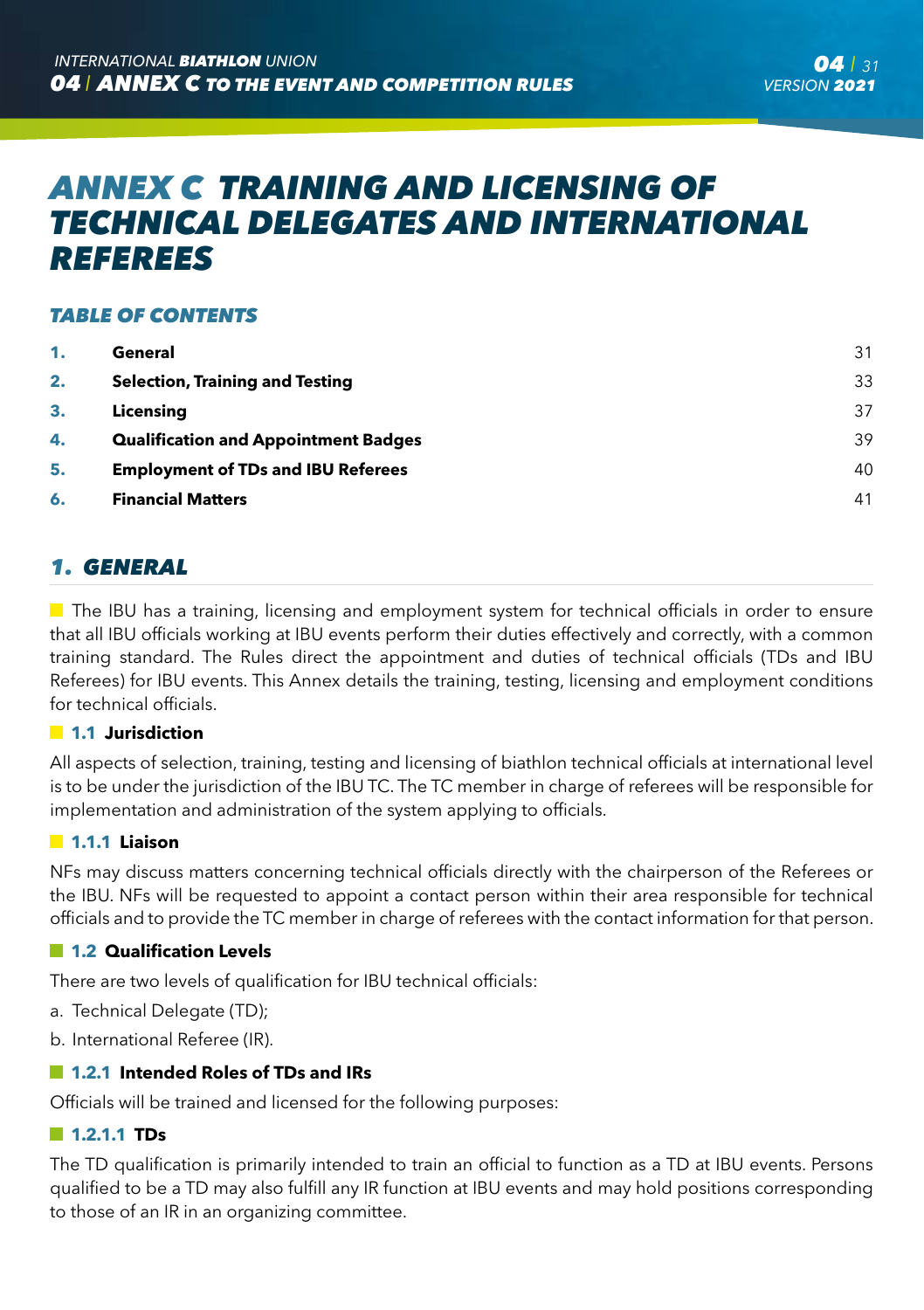# ANNEX C TRAINING AND LICENSING OF TECHNICAL DELEGATES AND INTERNATIONAL REFEREES

## TABLE OF CONTENTS

| | | |
|---|---|---|
| 1. | General | 31 |
| 2. | Selection, Training and Testing | 33 |
| 3. | Licensing | 37 |
| 4. | Qualification and Appointment Badges | 39 |
| 5. | Employment of TDs and IBU Referees | 40 |
| 6. | Financial Matters | 41 |

## 1. GENERAL

The IBU has a training, licensing and employment system for technical officials in order to ensure that all IBU officials working at IBU events perform their duties effectively and correctly, with a common training standard. The Rules direct the appointment and duties of technical officials (TDs and IBU Referees) for IBU events. This Annex details the training, testing, licensing and employment conditions for technical officials.

### 1.1 Jurisdiction

All aspects of selection, training, testing and licensing of biathlon technical officials at international level is to be under the jurisdiction of the IBU TC. The TC member in charge of referees will be responsible for implementation and administration of the system applying to officials.

#### 1.1.1 Liaison

NFs may discuss matters concerning technical officials directly with the chairperson of the Referees or the IBU. NFs will be requested to appoint a contact person within their area responsible for technical officials and to provide the TC member in charge of referees with the contact information for that person.

### 1.2 Qualification Levels

There are two levels of qualification for IBU technical officials:

a. Technical Delegate (TD);

b. International Referee (IR).

#### 1.2.1 Intended Roles of TDs and IRs

Officials will be trained and licensed for the following purposes:

##### 1.2.1.1 TDs

The TD qualification is primarily intended to train an official to function as a TD at IBU events. Persons qualified to be a TD may also fulfill any IR function at IBU events and may hold positions corresponding to those of an IR in an organizing committee.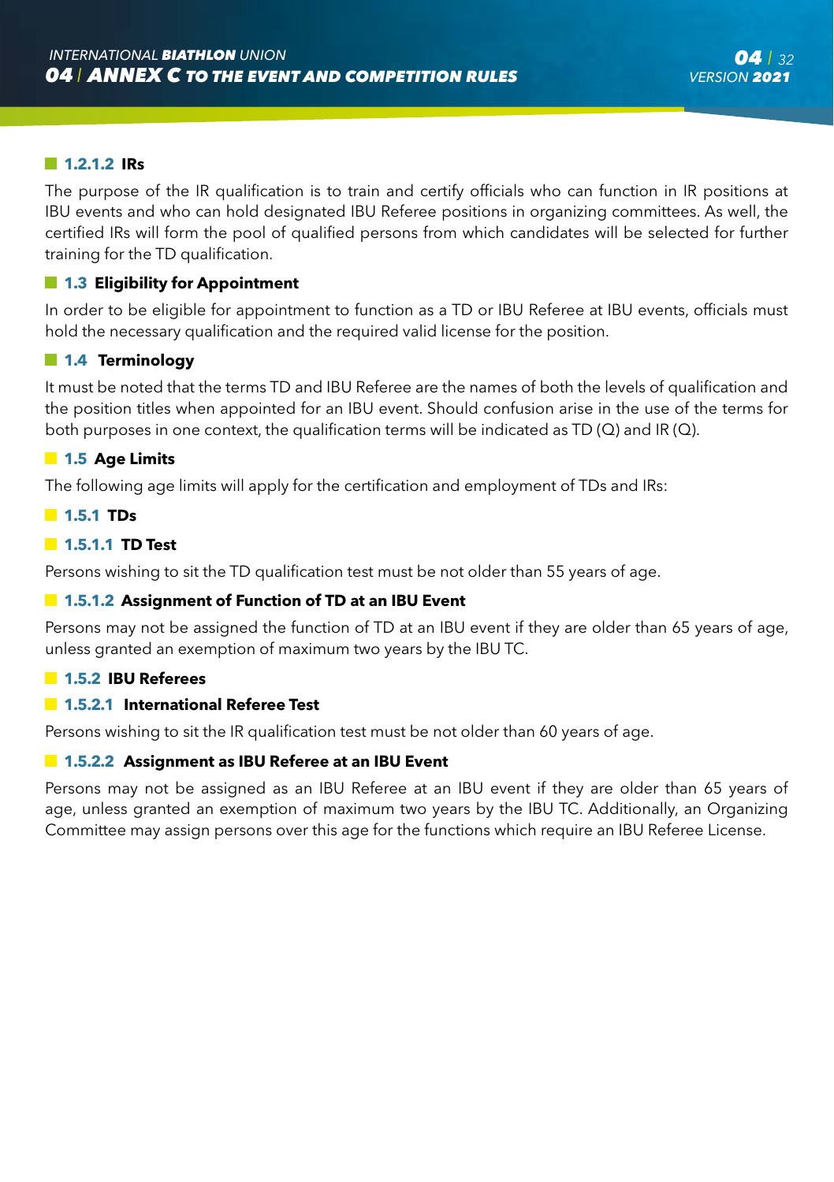#### 1.2.1.2 IRs

The purpose of the IR qualification is to train and certify officials who can function in IR positions at IBU events and who can hold designated IBU Referee positions in organizing committees. As well, the certified IRs will form the pool of qualified persons from which candidates will be selected for further training for the TD qualification.

## 1.3 Eligibility for Appointment

In order to be eligible for appointment to function as a TD or IBU Referee at IBU events, officials must hold the necessary qualification and the required valid license for the position.

## 1.4 Terminology

It must be noted that the terms TD and IBU Referee are the names of both the levels of qualification and the position titles when appointed for an IBU event. Should confusion arise in the use of the terms for both purposes in one context, the qualification terms will be indicated as TD (Q) and IR (Q).

## 1.5 Age Limits

The following age limits will apply for the certification and employment of TDs and IRs:

### 1.5.1 TDs

#### 1.5.1.1 TD Test

Persons wishing to sit the TD qualification test must be not older than 55 years of age.

#### 1.5.1.2 Assignment of Function of TD at an IBU Event

Persons may not be assigned the function of TD at an IBU event if they are older than 65 years of age, unless granted an exemption of maximum two years by the IBU TC.

### 1.5.2 IBU Referees

#### 1.5.2.1 International Referee Test

Persons wishing to sit the IR qualification test must be not older than 60 years of age.

#### 1.5.2.2 Assignment as IBU Referee at an IBU Event

Persons may not be assigned as an IBU Referee at an IBU event if they are older than 65 years of age, unless granted an exemption of maximum two years by the IBU TC. Additionally, an Organizing Committee may assign persons over this age for the functions which require an IBU Referee License.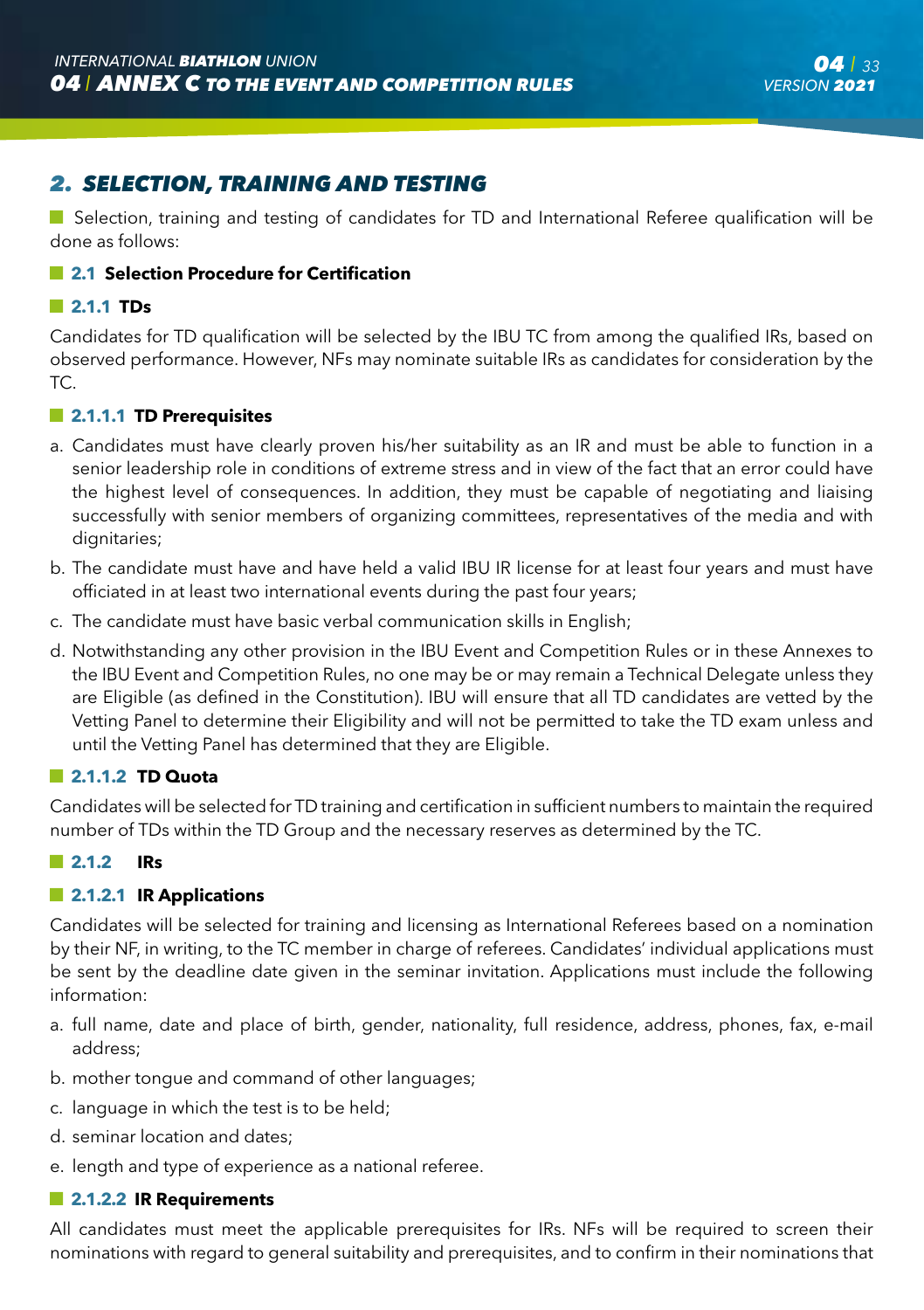## 2. SELECTION, TRAINING AND TESTING

Selection, training and testing of candidates for TD and International Referee qualification will be done as follows:

### 2.1 Selection Procedure for Certification

#### 2.1.1 TDs

Candidates for TD qualification will be selected by the IBU TC from among the qualified IRs, based on observed performance. However, NFs may nominate suitable IRs as candidates for consideration by the TC.

#### 2.1.1.1 TD Prerequisites

a. Candidates must have clearly proven his/her suitability as an IR and must be able to function in a senior leadership role in conditions of extreme stress and in view of the fact that an error could have the highest level of consequences. In addition, they must be capable of negotiating and liaising successfully with senior members of organizing committees, representatives of the media and with dignitaries;

b. The candidate must have and have held a valid IBU IR license for at least four years and must have officiated in at least two international events during the past four years;

c. The candidate must have basic verbal communication skills in English;

d. Notwithstanding any other provision in the IBU Event and Competition Rules or in these Annexes to the IBU Event and Competition Rules, no one may be or may remain a Technical Delegate unless they are Eligible (as defined in the Constitution). IBU will ensure that all TD candidates are vetted by the Vetting Panel to determine their Eligibility and will not be permitted to take the TD exam unless and until the Vetting Panel has determined that they are Eligible.

#### 2.1.1.2 TD Quota

Candidates will be selected for TD training and certification in sufficient numbers to maintain the required number of TDs within the TD Group and the necessary reserves as determined by the TC.

#### 2.1.2 IRs

#### 2.1.2.1 IR Applications

Candidates will be selected for training and licensing as International Referees based on a nomination by their NF, in writing, to the TC member in charge of referees. Candidates' individual applications must be sent by the deadline date given in the seminar invitation. Applications must include the following information:

a. full name, date and place of birth, gender, nationality, full residence, address, phones, fax, e-mail address;

b. mother tongue and command of other languages;

c. language in which the test is to be held;

d. seminar location and dates;

e. length and type of experience as a national referee.

#### 2.1.2.2 IR Requirements

All candidates must meet the applicable prerequisites for IRs. NFs will be required to screen their nominations with regard to general suitability and prerequisites, and to confirm in their nominations that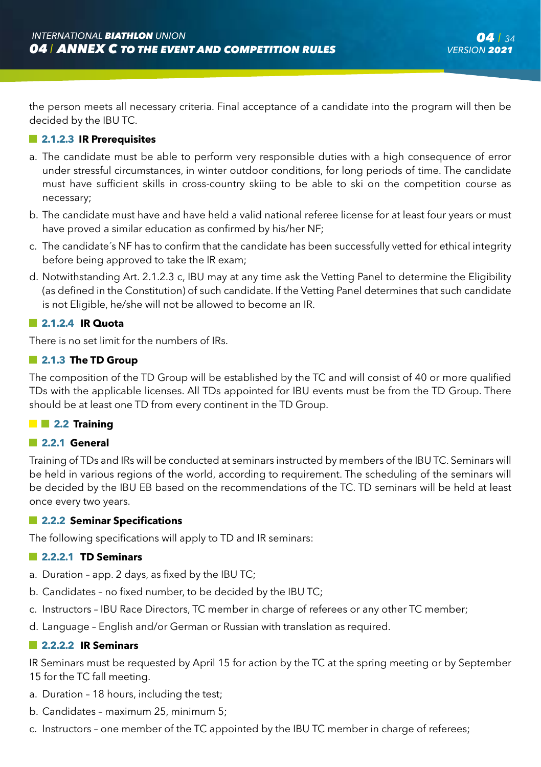the person meets all necessary criteria. Final acceptance of a candidate into the program will then be decided by the IBU TC.

#### 2.1.2.3 IR Prerequisites

a. The candidate must be able to perform very responsible duties with a high consequence of error under stressful circumstances, in winter outdoor conditions, for long periods of time. The candidate must have sufficient skills in cross-country skiing to be able to ski on the competition course as necessary;

b. The candidate must have and have held a valid national referee license for at least four years or must have proved a similar education as confirmed by his/her NF;

c. The candidate´s NF has to confirm that the candidate has been successfully vetted for ethical integrity before being approved to take the IR exam;

d. Notwithstanding Art. 2.1.2.3 c, IBU may at any time ask the Vetting Panel to determine the Eligibility (as defined in the Constitution) of such candidate. If the Vetting Panel determines that such candidate is not Eligible, he/she will not be allowed to become an IR.

#### 2.1.2.4 IR Quota

There is no set limit for the numbers of IRs.

### 2.1.3 The TD Group

The composition of the TD Group will be established by the TC and will consist of 40 or more qualified TDs with the applicable licenses. All TDs appointed for IBU events must be from the TD Group. There should be at least one TD from every continent in the TD Group.

## 2.2 Training

### 2.2.1 General

Training of TDs and IRs will be conducted at seminars instructed by members of the IBU TC. Seminars will be held in various regions of the world, according to requirement. The scheduling of the seminars will be decided by the IBU EB based on the recommendations of the TC. TD seminars will be held at least once every two years.

### 2.2.2 Seminar Specifications

The following specifications will apply to TD and IR seminars:

#### 2.2.2.1 TD Seminars

a. Duration – app. 2 days, as fixed by the IBU TC;

b. Candidates – no fixed number, to be decided by the IBU TC;

c. Instructors – IBU Race Directors, TC member in charge of referees or any other TC member;

d. Language – English and/or German or Russian with translation as required.

#### 2.2.2.2 IR Seminars

IR Seminars must be requested by April 15 for action by the TC at the spring meeting or by September 15 for the TC fall meeting.

a. Duration – 18 hours, including the test;

b. Candidates – maximum 25, minimum 5;

c. Instructors – one member of the TC appointed by the IBU TC member in charge of referees;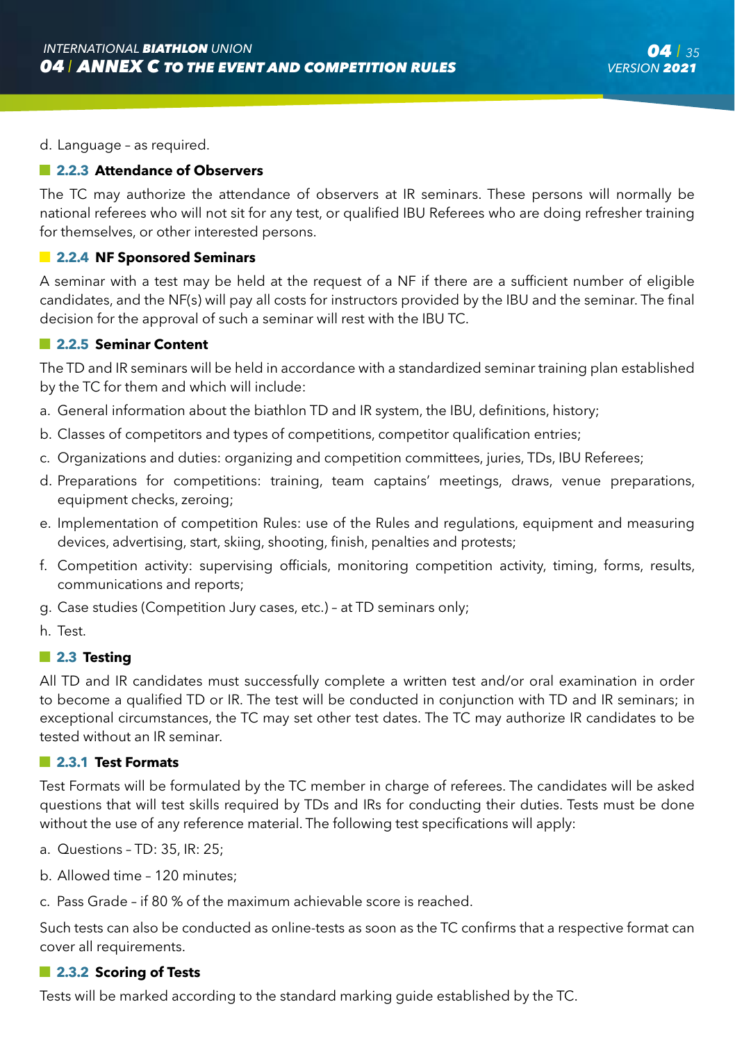d. Language – as required.

### 2.2.3 Attendance of Observers

The TC may authorize the attendance of observers at IR seminars. These persons will normally be national referees who will not sit for any test, or qualified IBU Referees who are doing refresher training for themselves, or other interested persons.

### 2.2.4 NF Sponsored Seminars

A seminar with a test may be held at the request of a NF if there are a sufficient number of eligible candidates, and the NF(s) will pay all costs for instructors provided by the IBU and the seminar. The final decision for the approval of such a seminar will rest with the IBU TC.

### 2.2.5 Seminar Content

The TD and IR seminars will be held in accordance with a standardized seminar training plan established by the TC for them and which will include:

a. General information about the biathlon TD and IR system, the IBU, definitions, history;

b. Classes of competitors and types of competitions, competitor qualification entries;

c. Organizations and duties: organizing and competition committees, juries, TDs, IBU Referees;

d. Preparations for competitions: training, team captains' meetings, draws, venue preparations, equipment checks, zeroing;

e. Implementation of competition Rules: use of the Rules and regulations, equipment and measuring devices, advertising, start, skiing, shooting, finish, penalties and protests;

f. Competition activity: supervising officials, monitoring competition activity, timing, forms, results, communications and reports;

g. Case studies (Competition Jury cases, etc.) – at TD seminars only;

h. Test.

## 2.3 Testing

All TD and IR candidates must successfully complete a written test and/or oral examination in order to become a qualified TD or IR. The test will be conducted in conjunction with TD and IR seminars; in exceptional circumstances, the TC may set other test dates. The TC may authorize IR candidates to be tested without an IR seminar.

### 2.3.1 Test Formats

Test Formats will be formulated by the TC member in charge of referees. The candidates will be asked questions that will test skills required by TDs and IRs for conducting their duties. Tests must be done without the use of any reference material. The following test specifications will apply:

a. Questions – TD: 35, IR: 25;

b. Allowed time – 120 minutes;

c. Pass Grade – if 80 % of the maximum achievable score is reached.

Such tests can also be conducted as online-tests as soon as the TC confirms that a respective format can cover all requirements.

### 2.3.2 Scoring of Tests

Tests will be marked according to the standard marking guide established by the TC.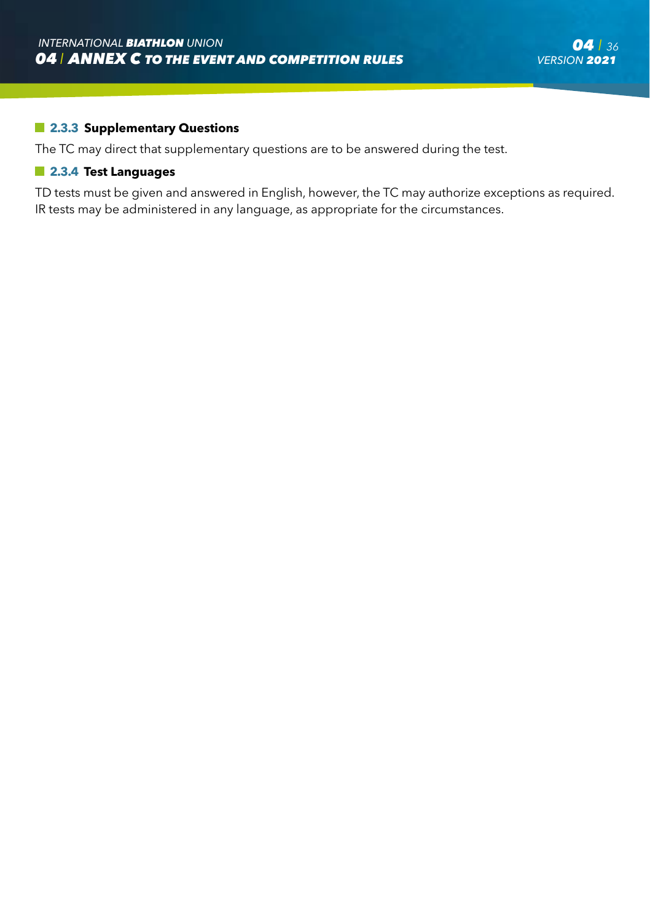### 2.3.3 Supplementary Questions

The TC may direct that supplementary questions are to be answered during the test.

### 2.3.4 Test Languages

TD tests must be given and answered in English, however, the TC may authorize exceptions as required. IR tests may be administered in any language, as appropriate for the circumstances.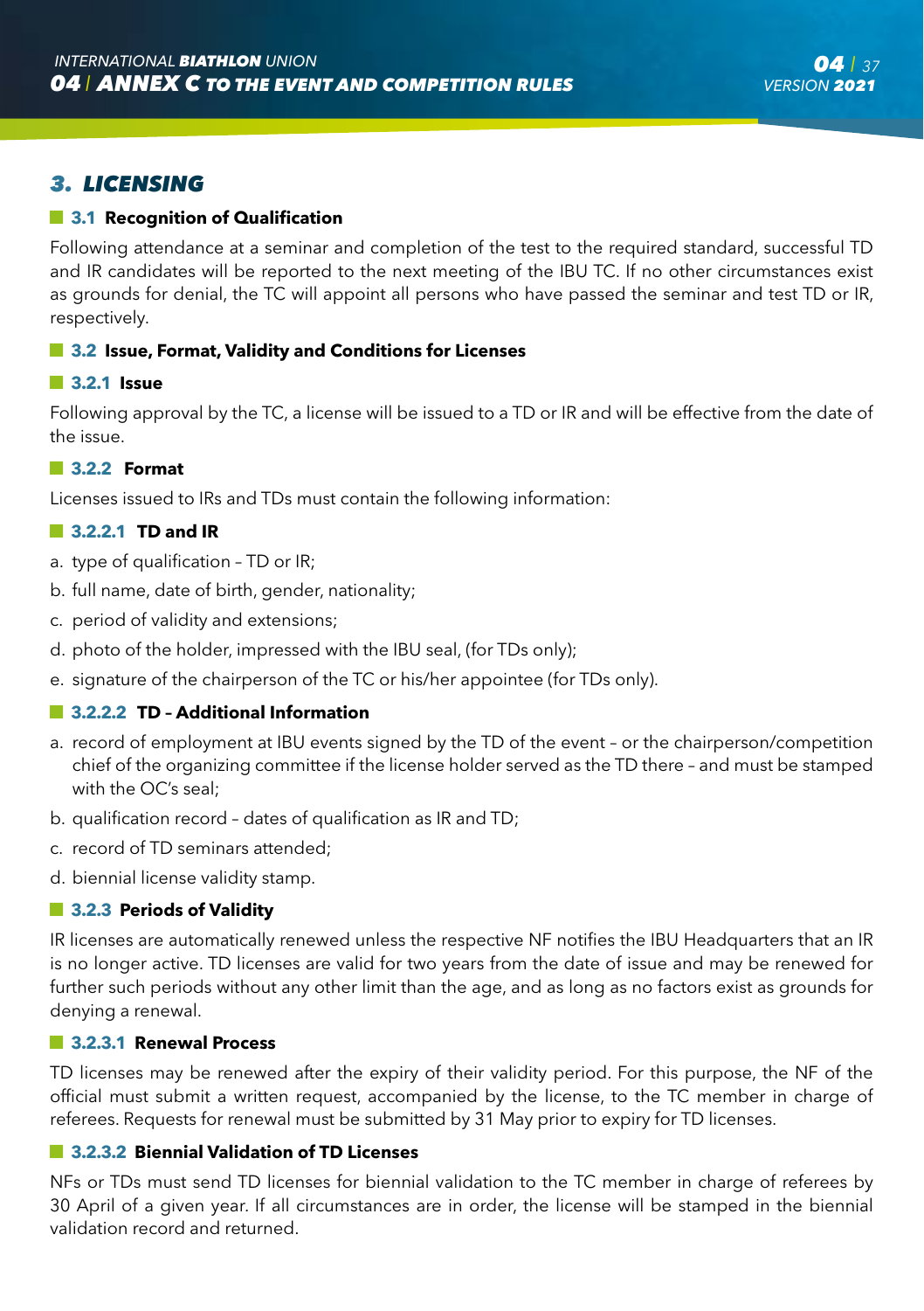## 3. LICENSING

### 3.1 Recognition of Qualification

Following attendance at a seminar and completion of the test to the required standard, successful TD and IR candidates will be reported to the next meeting of the IBU TC. If no other circumstances exist as grounds for denial, the TC will appoint all persons who have passed the seminar and test TD or IR, respectively.

### 3.2 Issue, Format, Validity and Conditions for Licenses

#### 3.2.1 Issue

Following approval by the TC, a license will be issued to a TD or IR and will be effective from the date of the issue.

#### 3.2.2 Format

Licenses issued to IRs and TDs must contain the following information:

##### 3.2.2.1 TD and IR

a. type of qualification – TD or IR;
b. full name, date of birth, gender, nationality;
c. period of validity and extensions;
d. photo of the holder, impressed with the IBU seal, (for TDs only);
e. signature of the chairperson of the TC or his/her appointee (for TDs only).

##### 3.2.2.2 TD – Additional Information

a. record of employment at IBU events signed by the TD of the event – or the chairperson/competition chief of the organizing committee if the license holder served as the TD there – and must be stamped with the OC's seal;
b. qualification record – dates of qualification as IR and TD;
c. record of TD seminars attended;
d. biennial license validity stamp.

#### 3.2.3 Periods of Validity

IR licenses are automatically renewed unless the respective NF notifies the IBU Headquarters that an IR is no longer active. TD licenses are valid for two years from the date of issue and may be renewed for further such periods without any other limit than the age, and as long as no factors exist as grounds for denying a renewal.

##### 3.2.3.1 Renewal Process

TD licenses may be renewed after the expiry of their validity period. For this purpose, the NF of the official must submit a written request, accompanied by the license, to the TC member in charge of referees. Requests for renewal must be submitted by 31 May prior to expiry for TD licenses.

##### 3.2.3.2 Biennial Validation of TD Licenses

NFs or TDs must send TD licenses for biennial validation to the TC member in charge of referees by 30 April of a given year. If all circumstances are in order, the license will be stamped in the biennial validation record and returned.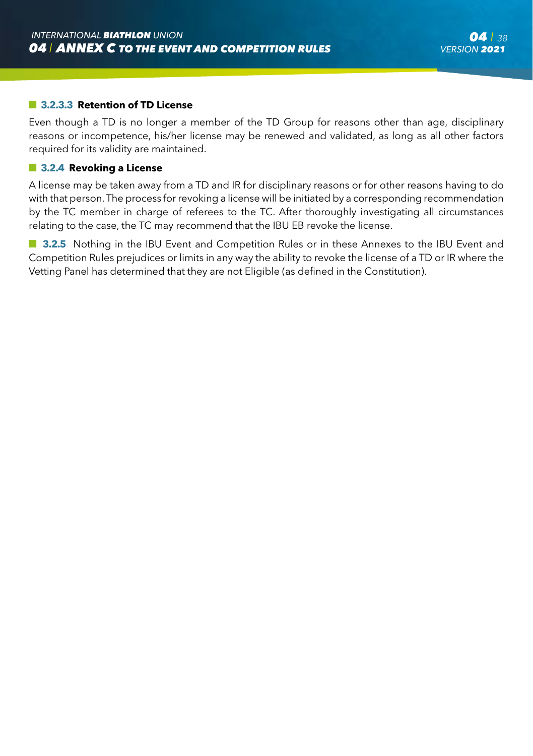#### 3.2.3.3 Retention of TD License

Even though a TD is no longer a member of the TD Group for reasons other than age, disciplinary reasons or incompetence, his/her license may be renewed and validated, as long as all other factors required for its validity are maintained.

### 3.2.4 Revoking a License

A license may be taken away from a TD and IR for disciplinary reasons or for other reasons having to do with that person. The process for revoking a license will be initiated by a corresponding recommendation by the TC member in charge of referees to the TC. After thoroughly investigating all circumstances relating to the case, the TC may recommend that the IBU EB revoke the license.

**3.2.5** Nothing in the IBU Event and Competition Rules or in these Annexes to the IBU Event and Competition Rules prejudices or limits in any way the ability to revoke the license of a TD or IR where the Vetting Panel has determined that they are not Eligible (as defined in the Constitution).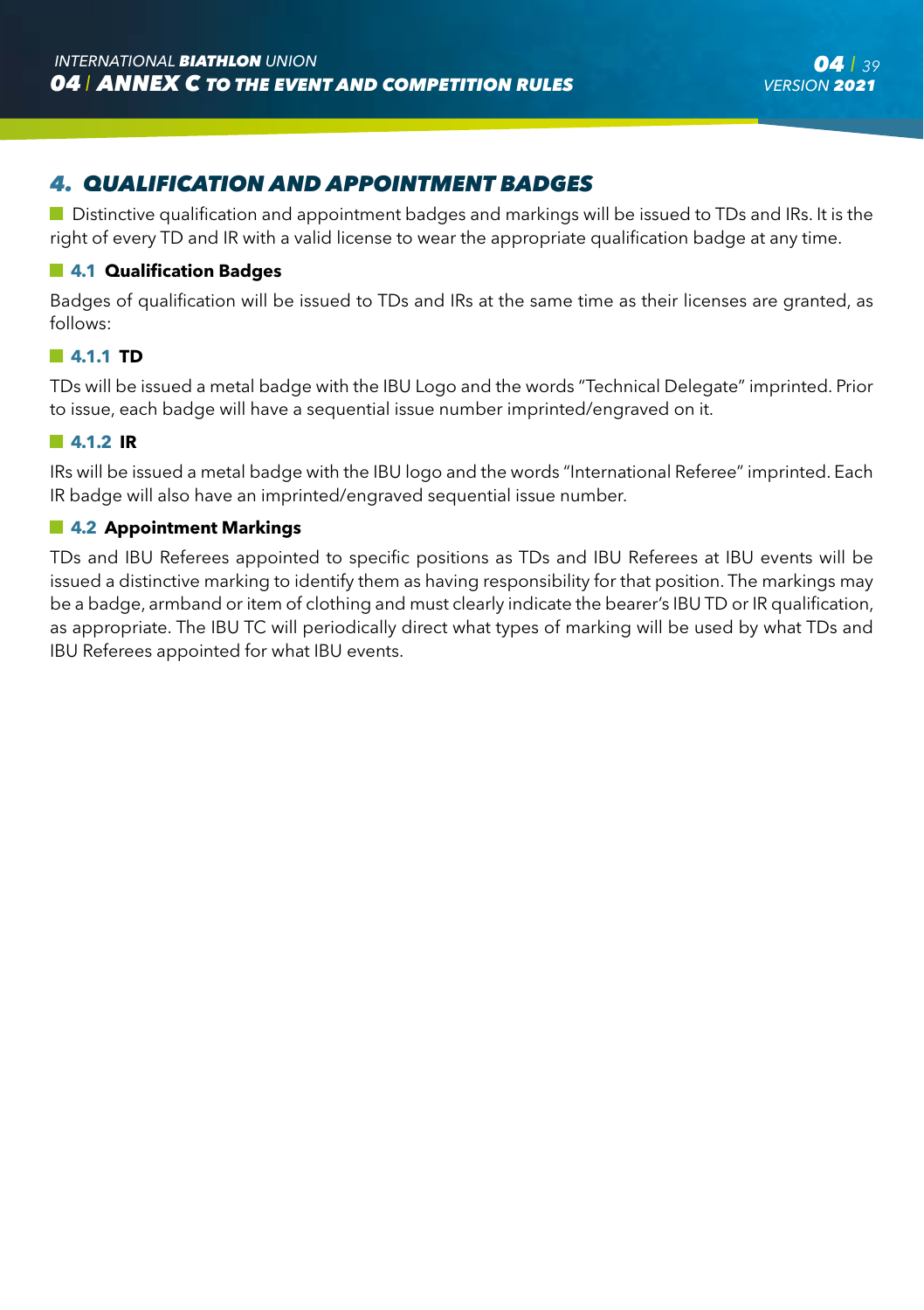## 4. QUALIFICATION AND APPOINTMENT BADGES

Distinctive qualification and appointment badges and markings will be issued to TDs and IRs. It is the right of every TD and IR with a valid license to wear the appropriate qualification badge at any time.

### 4.1 Qualification Badges

Badges of qualification will be issued to TDs and IRs at the same time as their licenses are granted, as follows:

#### 4.1.1 TD

TDs will be issued a metal badge with the IBU Logo and the words "Technical Delegate" imprinted. Prior to issue, each badge will have a sequential issue number imprinted/engraved on it.

#### 4.1.2 IR

IRs will be issued a metal badge with the IBU logo and the words "International Referee" imprinted. Each IR badge will also have an imprinted/engraved sequential issue number.

### 4.2 Appointment Markings

TDs and IBU Referees appointed to specific positions as TDs and IBU Referees at IBU events will be issued a distinctive marking to identify them as having responsibility for that position. The markings may be a badge, armband or item of clothing and must clearly indicate the bearer's IBU TD or IR qualification, as appropriate. The IBU TC will periodically direct what types of marking will be used by what TDs and IBU Referees appointed for what IBU events.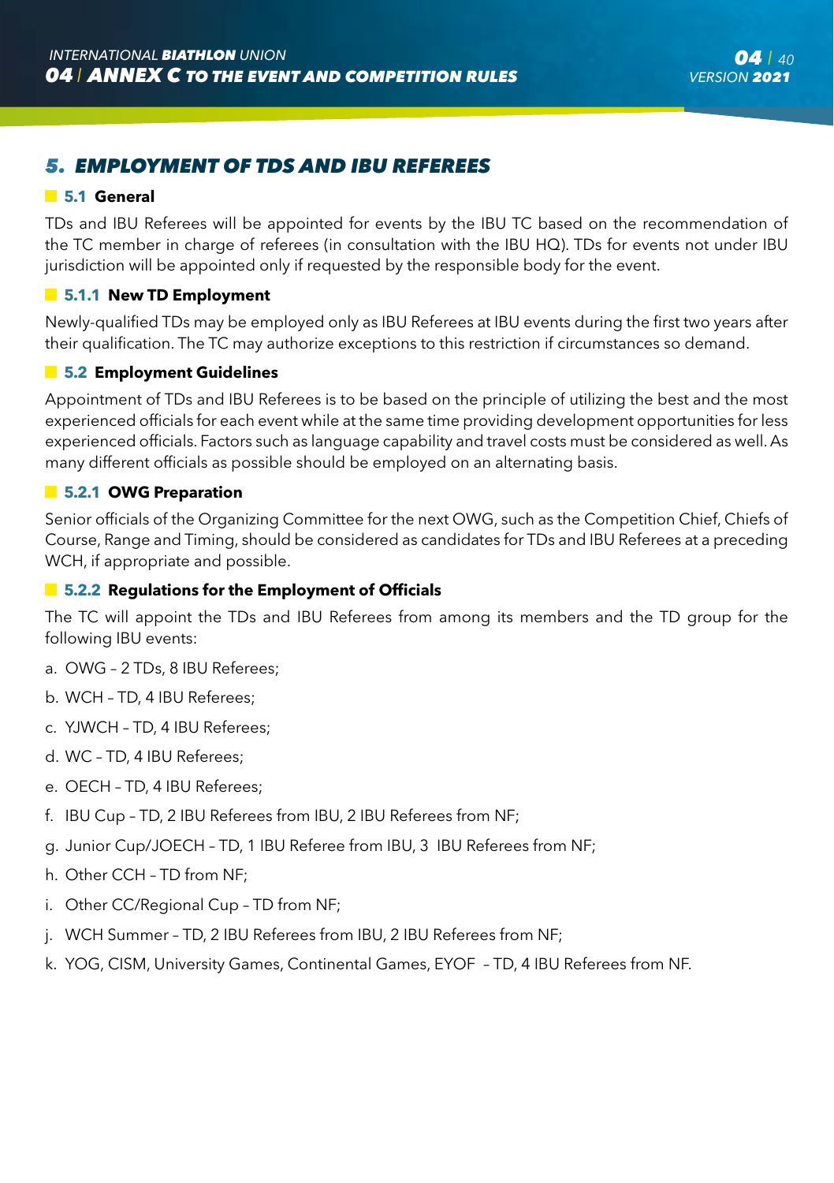## 5. EMPLOYMENT OF TDS AND IBU REFEREES

### 5.1 General

TDs and IBU Referees will be appointed for events by the IBU TC based on the recommendation of the TC member in charge of referees (in consultation with the IBU HQ). TDs for events not under IBU jurisdiction will be appointed only if requested by the responsible body for the event.

#### 5.1.1 New TD Employment

Newly-qualified TDs may be employed only as IBU Referees at IBU events during the first two years after their qualification. The TC may authorize exceptions to this restriction if circumstances so demand.

### 5.2 Employment Guidelines

Appointment of TDs and IBU Referees is to be based on the principle of utilizing the best and the most experienced officials for each event while at the same time providing development opportunities for less experienced officials. Factors such as language capability and travel costs must be considered as well. As many different officials as possible should be employed on an alternating basis.

#### 5.2.1 OWG Preparation

Senior officials of the Organizing Committee for the next OWG, such as the Competition Chief, Chiefs of Course, Range and Timing, should be considered as candidates for TDs and IBU Referees at a preceding WCH, if appropriate and possible.

#### 5.2.2 Regulations for the Employment of Officials

The TC will appoint the TDs and IBU Referees from among its members and the TD group for the following IBU events:

a. OWG – 2 TDs, 8 IBU Referees;

b. WCH – TD, 4 IBU Referees;

c. YJWCH – TD, 4 IBU Referees;

d. WC – TD, 4 IBU Referees;

e. OECH – TD, 4 IBU Referees;

f. IBU Cup – TD, 2 IBU Referees from IBU, 2 IBU Referees from NF;

g. Junior Cup/JOECH – TD, 1 IBU Referee from IBU, 3 IBU Referees from NF;

h. Other CCH – TD from NF;

i. Other CC/Regional Cup – TD from NF;

j. WCH Summer – TD, 2 IBU Referees from IBU, 2 IBU Referees from NF;

k. YOG, CISM, University Games, Continental Games, EYOF – TD, 4 IBU Referees from NF.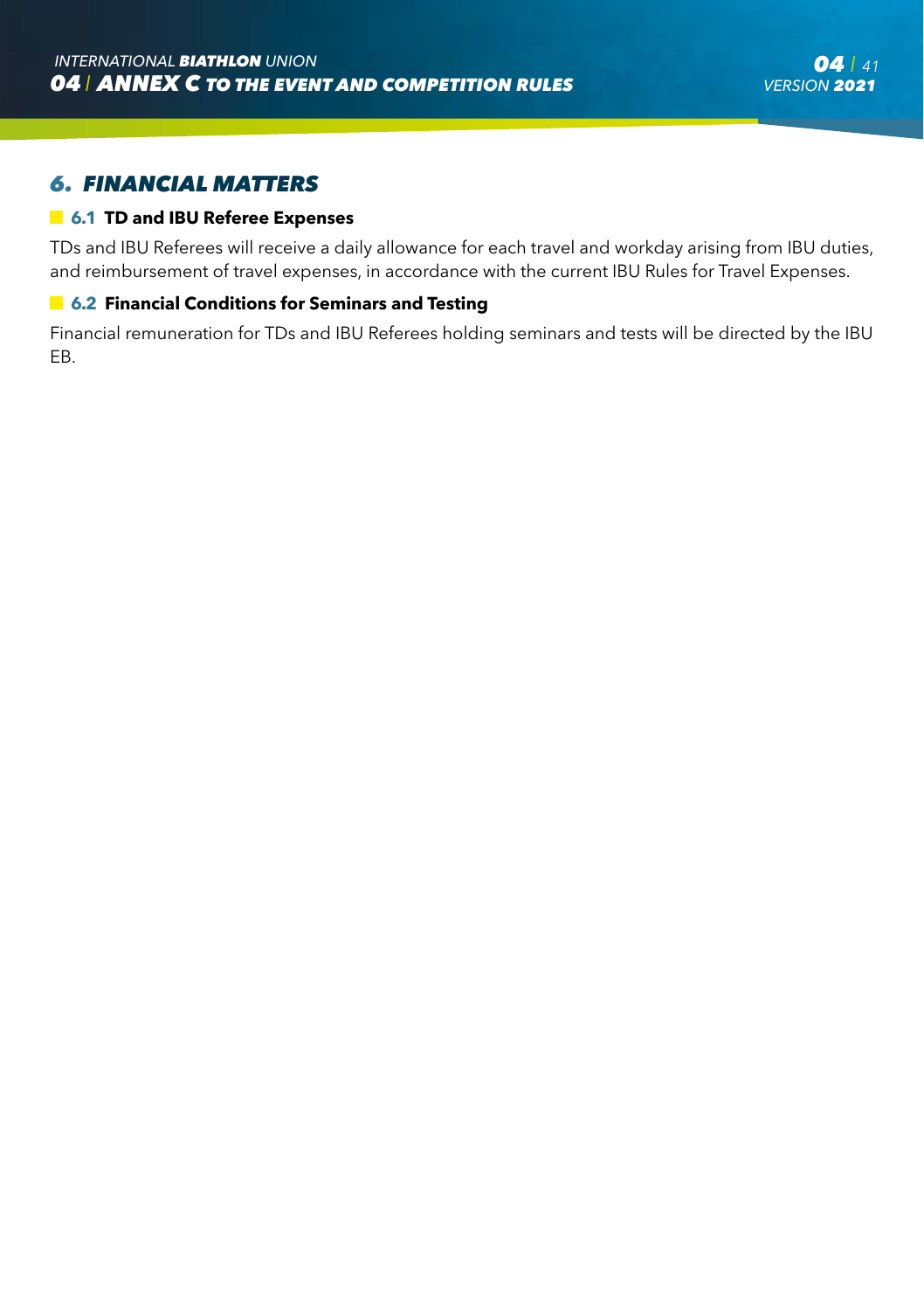## 6. *FINANCIAL MATTERS*

### 6.1 TD and IBU Referee Expenses

TDs and IBU Referees will receive a daily allowance for each travel and workday arising from IBU duties, and reimbursement of travel expenses, in accordance with the current IBU Rules for Travel Expenses.

### 6.2 Financial Conditions for Seminars and Testing

Financial remuneration for TDs and IBU Referees holding seminars and tests will be directed by the IBU EB.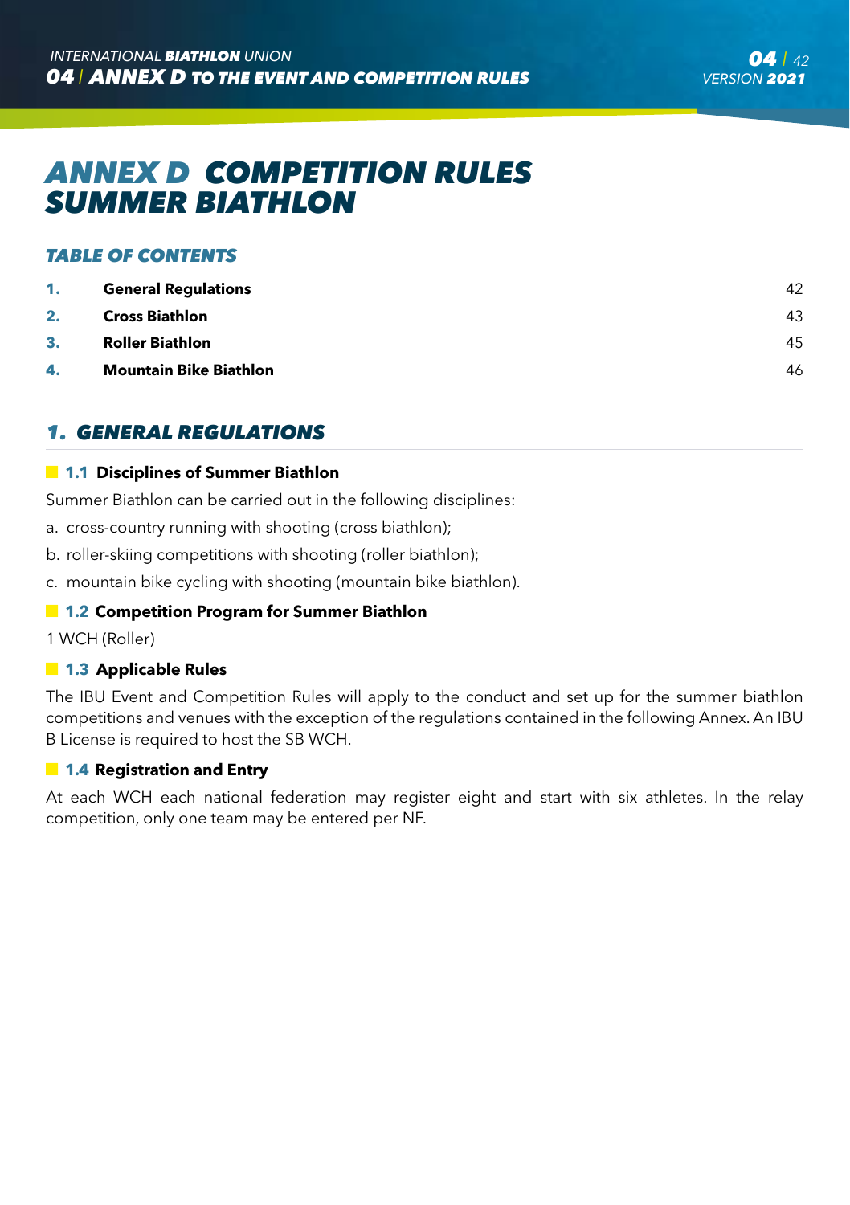# ANNEX D COMPETITION RULES SUMMER BIATHLON

## TABLE OF CONTENTS

| | | |
|---|---|---|
| **1.** | **General Regulations** | 42 |
| **2.** | **Cross Biathlon** | 43 |
| **3.** | **Roller Biathlon** | 45 |
| **4.** | **Mountain Bike Biathlon** | 46 |

## 1. GENERAL REGULATIONS

### 1.1 Disciplines of Summer Biathlon

Summer Biathlon can be carried out in the following disciplines:

a. cross-country running with shooting (cross biathlon);

b. roller-skiing competitions with shooting (roller biathlon);

c. mountain bike cycling with shooting (mountain bike biathlon).

### 1.2 Competition Program for Summer Biathlon

1 WCH (Roller)

### 1.3 Applicable Rules

The IBU Event and Competition Rules will apply to the conduct and set up for the summer biathlon competitions and venues with the exception of the regulations contained in the following Annex. An IBU B License is required to host the SB WCH.

### 1.4 Registration and Entry

At each WCH each national federation may register eight and start with six athletes. In the relay competition, only one team may be entered per NF.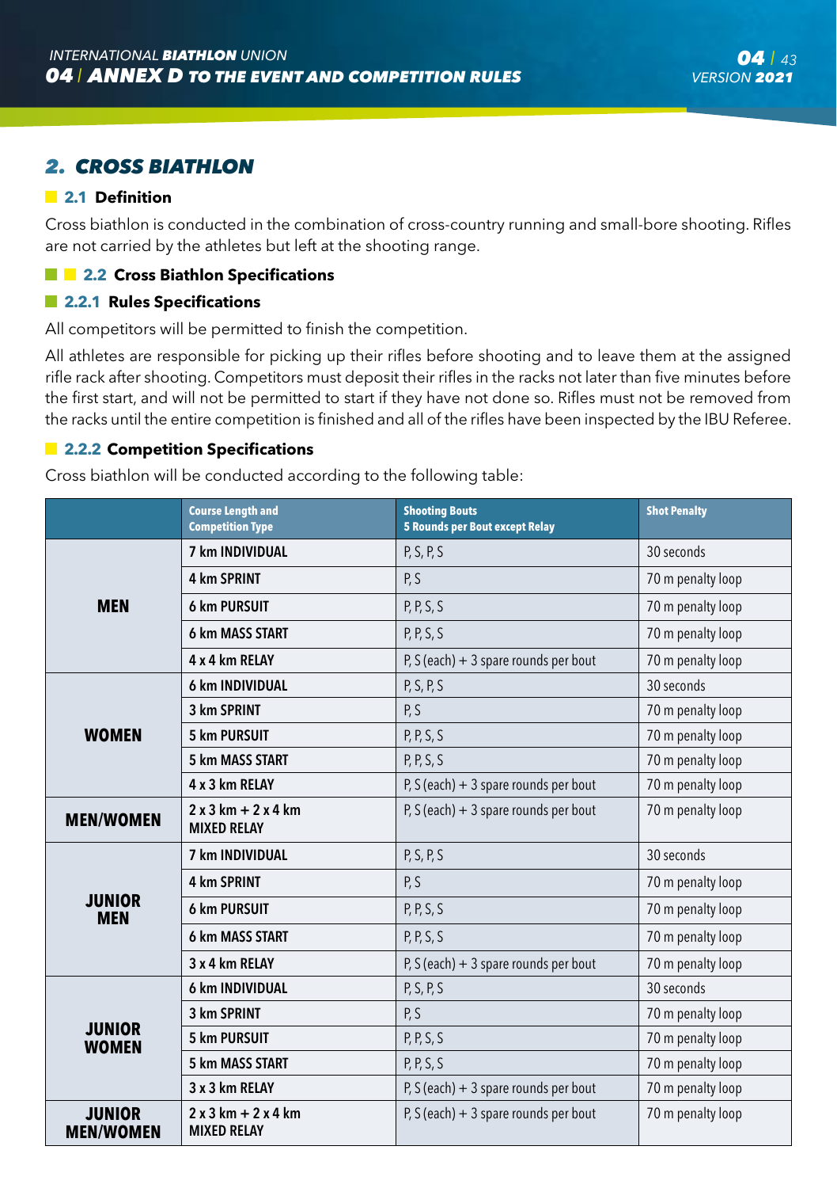## 2. CROSS BIATHLON

### 2.1 Definition

Cross biathlon is conducted in the combination of cross-country running and small-bore shooting. Rifles are not carried by the athletes but left at the shooting range.

### 2.2 Cross Biathlon Specifications

#### 2.2.1 Rules Specifications

All competitors will be permitted to finish the competition.

All athletes are responsible for picking up their rifles before shooting and to leave them at the assigned rifle rack after shooting. Competitors must deposit their rifles in the racks not later than five minutes before the first start, and will not be permitted to start if they have not done so. Rifles must not be removed from the racks until the entire competition is finished and all of the rifles have been inspected by the IBU Referee.

#### 2.2.2 Competition Specifications

Cross biathlon will be conducted according to the following table:

| | Course Length and Competition Type | Shooting Bouts 5 Rounds per Bout except Relay | Shot Penalty |
|---|---|---|---|
| **MEN** | 7 km INDIVIDUAL | P, S, P, S | 30 seconds |
| | 4 km SPRINT | P, S | 70 m penalty loop |
| | 6 km PURSUIT | P, P, S, S | 70 m penalty loop |
| | 6 km MASS START | P, P, S, S | 70 m penalty loop |
| | 4 x 4 km RELAY | P, S (each) + 3 spare rounds per bout | 70 m penalty loop |
| **WOMEN** | 6 km INDIVIDUAL | P, S, P, S | 30 seconds |
| | 3 km SPRINT | P, S | 70 m penalty loop |
| | 5 km PURSUIT | P, P, S, S | 70 m penalty loop |
| | 5 km MASS START | P, P, S, S | 70 m penalty loop |
| | 4 x 3 km RELAY | P, S (each) + 3 spare rounds per bout | 70 m penalty loop |
| **MEN/WOMEN** | 2 x 3 km + 2 x 4 km MIXED RELAY | P, S (each) + 3 spare rounds per bout | 70 m penalty loop |
| **JUNIOR MEN** | 7 km INDIVIDUAL | P, S, P, S | 30 seconds |
| | 4 km SPRINT | P, S | 70 m penalty loop |
| | 6 km PURSUIT | P, P, S, S | 70 m penalty loop |
| | 6 km MASS START | P, P, S, S | 70 m penalty loop |
| | 3 x 4 km RELAY | P, S (each) + 3 spare rounds per bout | 70 m penalty loop |
| **JUNIOR WOMEN** | 6 km INDIVIDUAL | P, S, P, S | 30 seconds |
| | 3 km SPRINT | P, S | 70 m penalty loop |
| | 5 km PURSUIT | P, P, S, S | 70 m penalty loop |
| | 5 km MASS START | P, P, S, S | 70 m penalty loop |
| | 3 x 3 km RELAY | P, S (each) + 3 spare rounds per bout | 70 m penalty loop |
| **JUNIOR MEN/WOMEN** | 2 x 3 km + 2 x 4 km MIXED RELAY | P, S (each) + 3 spare rounds per bout | 70 m penalty loop |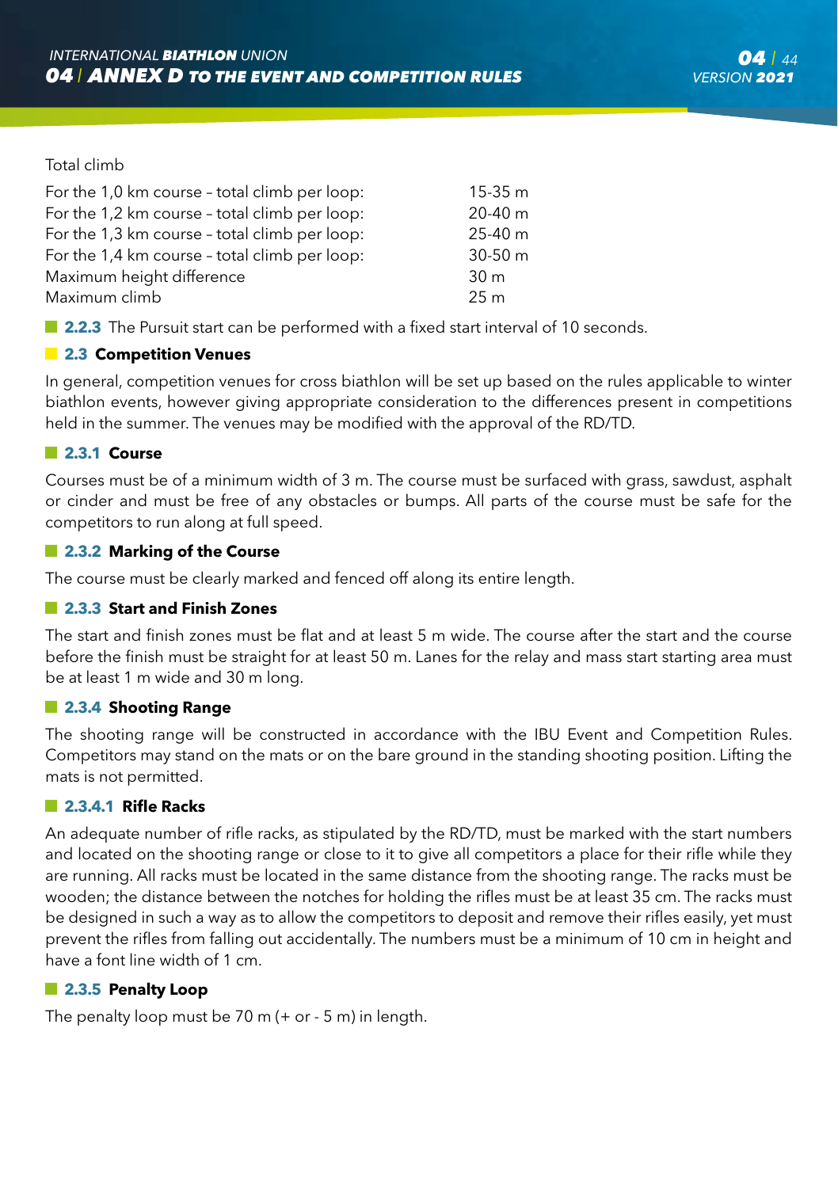Total climb

| | |
|---|---|
| For the 1,0 km course – total climb per loop: | 15-35 m |
| For the 1,2 km course – total climb per loop: | 20-40 m |
| For the 1,3 km course – total climb per loop: | 25-40 m |
| For the 1,4 km course – total climb per loop: | 30-50 m |
| Maximum height difference | 30 m |
| Maximum climb | 25 m |

**2.2.3** The Pursuit start can be performed with a fixed start interval of 10 seconds.

## 2.3 Competition Venues

In general, competition venues for cross biathlon will be set up based on the rules applicable to winter biathlon events, however giving appropriate consideration to the differences present in competitions held in the summer. The venues may be modified with the approval of the RD/TD.

### 2.3.1 Course

Courses must be of a minimum width of 3 m. The course must be surfaced with grass, sawdust, asphalt or cinder and must be free of any obstacles or bumps. All parts of the course must be safe for the competitors to run along at full speed.

### 2.3.2 Marking of the Course

The course must be clearly marked and fenced off along its entire length.

### 2.3.3 Start and Finish Zones

The start and finish zones must be flat and at least 5 m wide. The course after the start and the course before the finish must be straight for at least 50 m. Lanes for the relay and mass start starting area must be at least 1 m wide and 30 m long.

### 2.3.4 Shooting Range

The shooting range will be constructed in accordance with the IBU Event and Competition Rules. Competitors may stand on the mats or on the bare ground in the standing shooting position. Lifting the mats is not permitted.

#### 2.3.4.1 Rifle Racks

An adequate number of rifle racks, as stipulated by the RD/TD, must be marked with the start numbers and located on the shooting range or close to it to give all competitors a place for their rifle while they are running. All racks must be located in the same distance from the shooting range. The racks must be wooden; the distance between the notches for holding the rifles must be at least 35 cm. The racks must be designed in such a way as to allow the competitors to deposit and remove their rifles easily, yet must prevent the rifles from falling out accidentally. The numbers must be a minimum of 10 cm in height and have a font line width of 1 cm.

### 2.3.5 Penalty Loop

The penalty loop must be 70 m (+ or - 5 m) in length.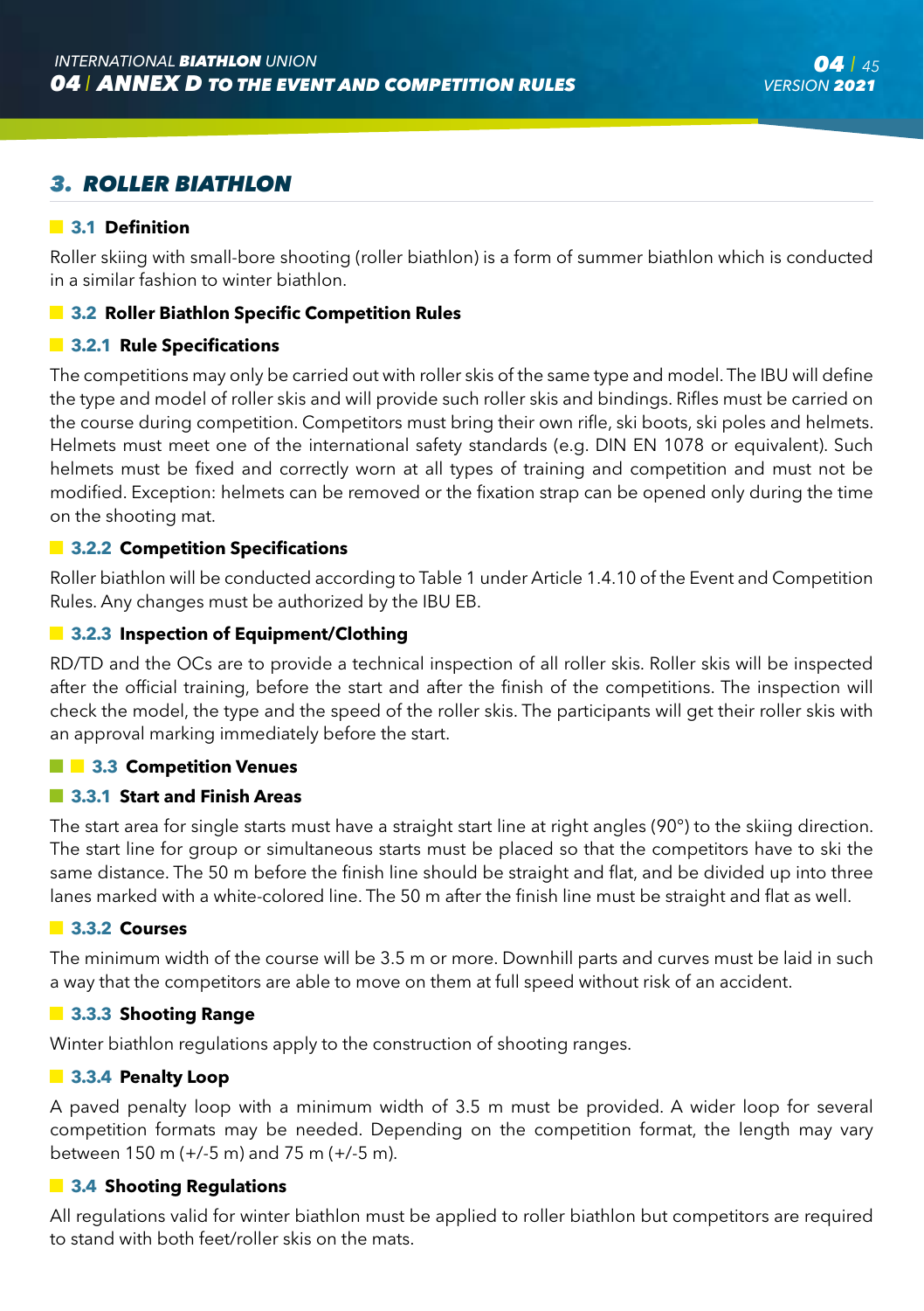## 3. ROLLER BIATHLON

### 3.1 Definition

Roller skiing with small-bore shooting (roller biathlon) is a form of summer biathlon which is conducted in a similar fashion to winter biathlon.

### 3.2 Roller Biathlon Specific Competition Rules

#### 3.2.1 Rule Specifications

The competitions may only be carried out with roller skis of the same type and model. The IBU will define the type and model of roller skis and will provide such roller skis and bindings. Rifles must be carried on the course during competition. Competitors must bring their own rifle, ski boots, ski poles and helmets. Helmets must meet one of the international safety standards (e.g. DIN EN 1078 or equivalent). Such helmets must be fixed and correctly worn at all types of training and competition and must not be modified. Exception: helmets can be removed or the fixation strap can be opened only during the time on the shooting mat.

#### 3.2.2 Competition Specifications

Roller biathlon will be conducted according to Table 1 under Article 1.4.10 of the Event and Competition Rules. Any changes must be authorized by the IBU EB.

#### 3.2.3 Inspection of Equipment/Clothing

RD/TD and the OCs are to provide a technical inspection of all roller skis. Roller skis will be inspected after the official training, before the start and after the finish of the competitions. The inspection will check the model, the type and the speed of the roller skis. The participants will get their roller skis with an approval marking immediately before the start.

### 3.3 Competition Venues

#### 3.3.1 Start and Finish Areas

The start area for single starts must have a straight start line at right angles (90°) to the skiing direction. The start line for group or simultaneous starts must be placed so that the competitors have to ski the same distance. The 50 m before the finish line should be straight and flat, and be divided up into three lanes marked with a white-colored line. The 50 m after the finish line must be straight and flat as well.

#### 3.3.2 Courses

The minimum width of the course will be 3.5 m or more. Downhill parts and curves must be laid in such a way that the competitors are able to move on them at full speed without risk of an accident.

#### 3.3.3 Shooting Range

Winter biathlon regulations apply to the construction of shooting ranges.

#### 3.3.4 Penalty Loop

A paved penalty loop with a minimum width of 3.5 m must be provided. A wider loop for several competition formats may be needed. Depending on the competition format, the length may vary between 150 m (+/-5 m) and 75 m (+/-5 m).

### 3.4 Shooting Regulations

All regulations valid for winter biathlon must be applied to roller biathlon but competitors are required to stand with both feet/roller skis on the mats.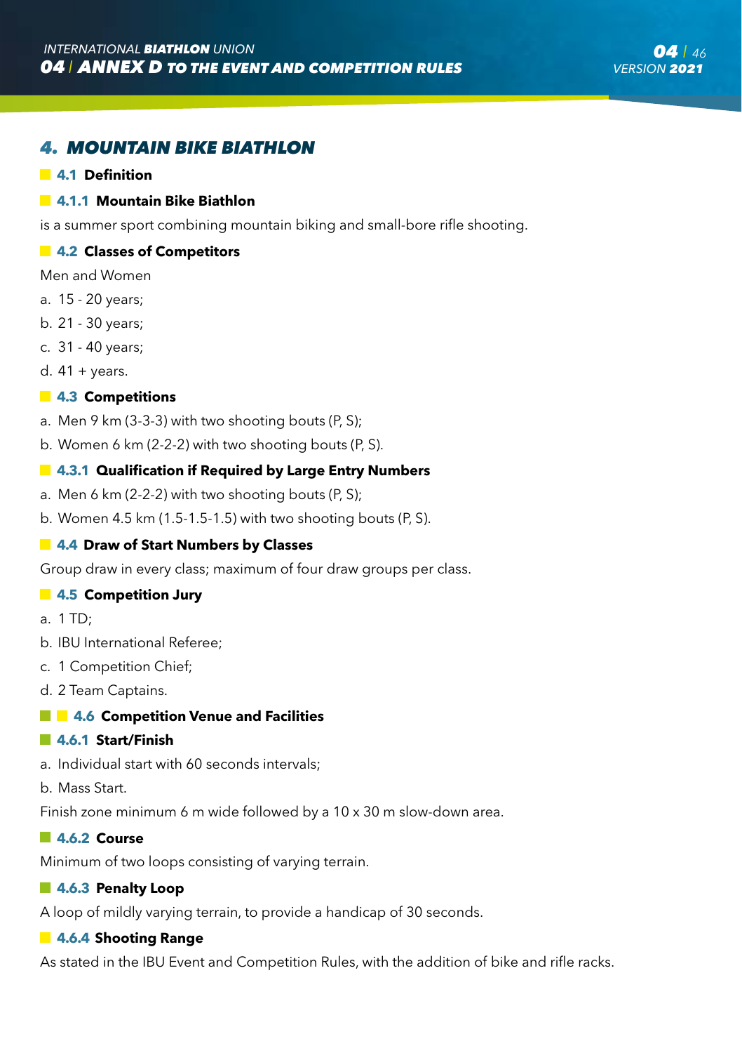# 4. MOUNTAIN BIKE BIATHLON

## 4.1 Definition

### 4.1.1 Mountain Bike Biathlon

is a summer sport combining mountain biking and small-bore rifle shooting.

## 4.2 Classes of Competitors

Men and Women

a. 15 - 20 years;

b. 21 - 30 years;

c. 31 - 40 years;

d. 41 + years.

## 4.3 Competitions

a. Men 9 km (3-3-3) with two shooting bouts (P, S);

b. Women 6 km (2-2-2) with two shooting bouts (P, S).

### 4.3.1 Qualification if Required by Large Entry Numbers

a. Men 6 km (2-2-2) with two shooting bouts (P, S);

b. Women 4.5 km (1.5-1.5-1.5) with two shooting bouts (P, S).

## 4.4 Draw of Start Numbers by Classes

Group draw in every class; maximum of four draw groups per class.

## 4.5 Competition Jury

a. 1 TD;

b. IBU International Referee;

c. 1 Competition Chief;

d. 2 Team Captains.

## 4.6 Competition Venue and Facilities

### 4.6.1 Start/Finish

a. Individual start with 60 seconds intervals;

b. Mass Start.

Finish zone minimum 6 m wide followed by a 10 x 30 m slow-down area.

### 4.6.2 Course

Minimum of two loops consisting of varying terrain.

### 4.6.3 Penalty Loop

A loop of mildly varying terrain, to provide a handicap of 30 seconds.

### 4.6.4 Shooting Range

As stated in the IBU Event and Competition Rules, with the addition of bike and rifle racks.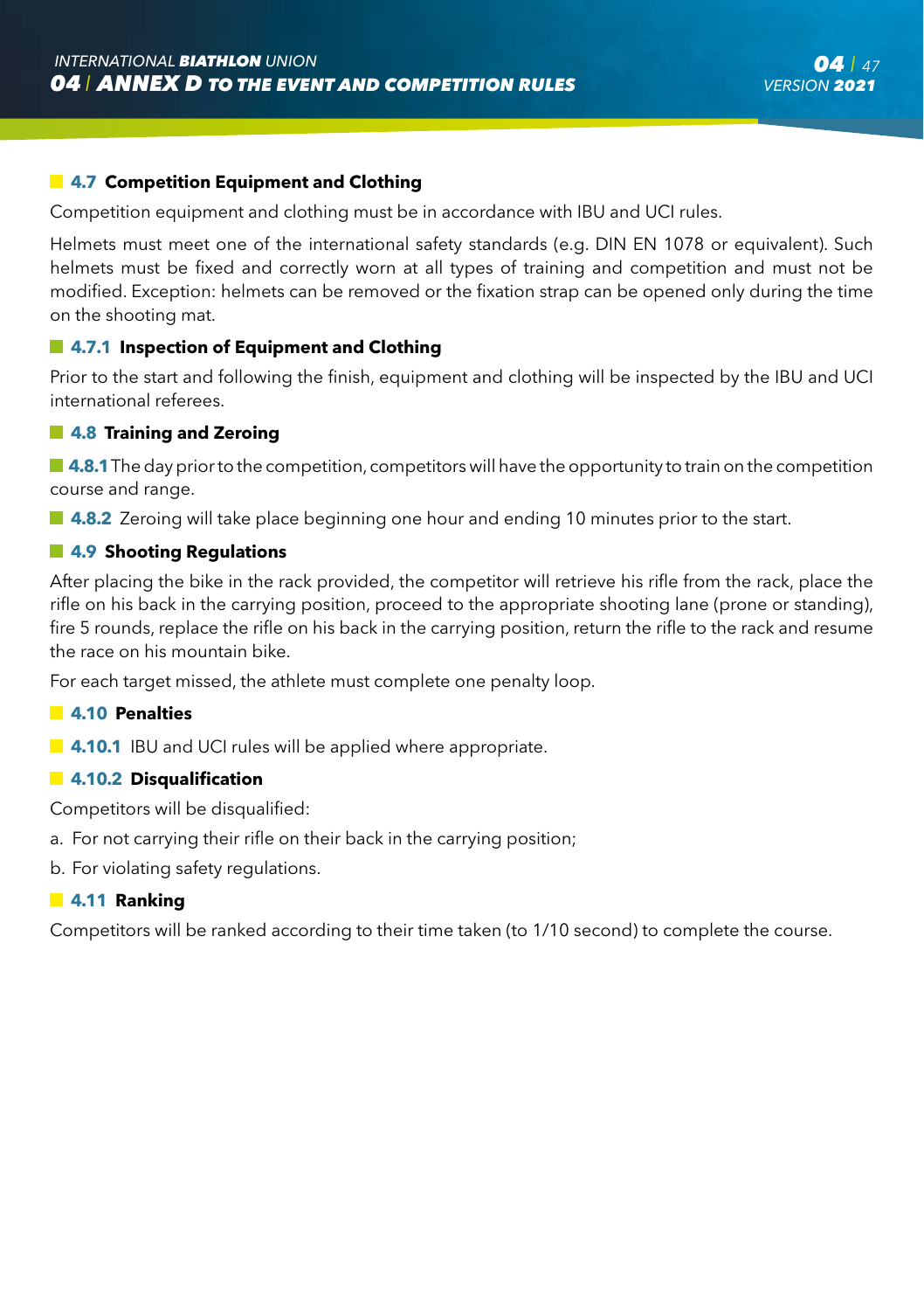### 4.7 Competition Equipment and Clothing

Competition equipment and clothing must be in accordance with IBU and UCI rules.

Helmets must meet one of the international safety standards (e.g. DIN EN 1078 or equivalent). Such helmets must be fixed and correctly worn at all types of training and competition and must not be modified. Exception: helmets can be removed or the fixation strap can be opened only during the time on the shooting mat.

#### 4.7.1 Inspection of Equipment and Clothing

Prior to the start and following the finish, equipment and clothing will be inspected by the IBU and UCI international referees.

### 4.8 Training and Zeroing

**4.8.1** The day prior to the competition, competitors will have the opportunity to train on the competition course and range.

**4.8.2** Zeroing will take place beginning one hour and ending 10 minutes prior to the start.

### 4.9 Shooting Regulations

After placing the bike in the rack provided, the competitor will retrieve his rifle from the rack, place the rifle on his back in the carrying position, proceed to the appropriate shooting lane (prone or standing), fire 5 rounds, replace the rifle on his back in the carrying position, return the rifle to the rack and resume the race on his mountain bike.

For each target missed, the athlete must complete one penalty loop.

### 4.10 Penalties

**4.10.1** IBU and UCI rules will be applied where appropriate.

#### 4.10.2 Disqualification

Competitors will be disqualified:

a. For not carrying their rifle on their back in the carrying position;

b. For violating safety regulations.

### 4.11 Ranking

Competitors will be ranked according to their time taken (to 1/10 second) to complete the course.